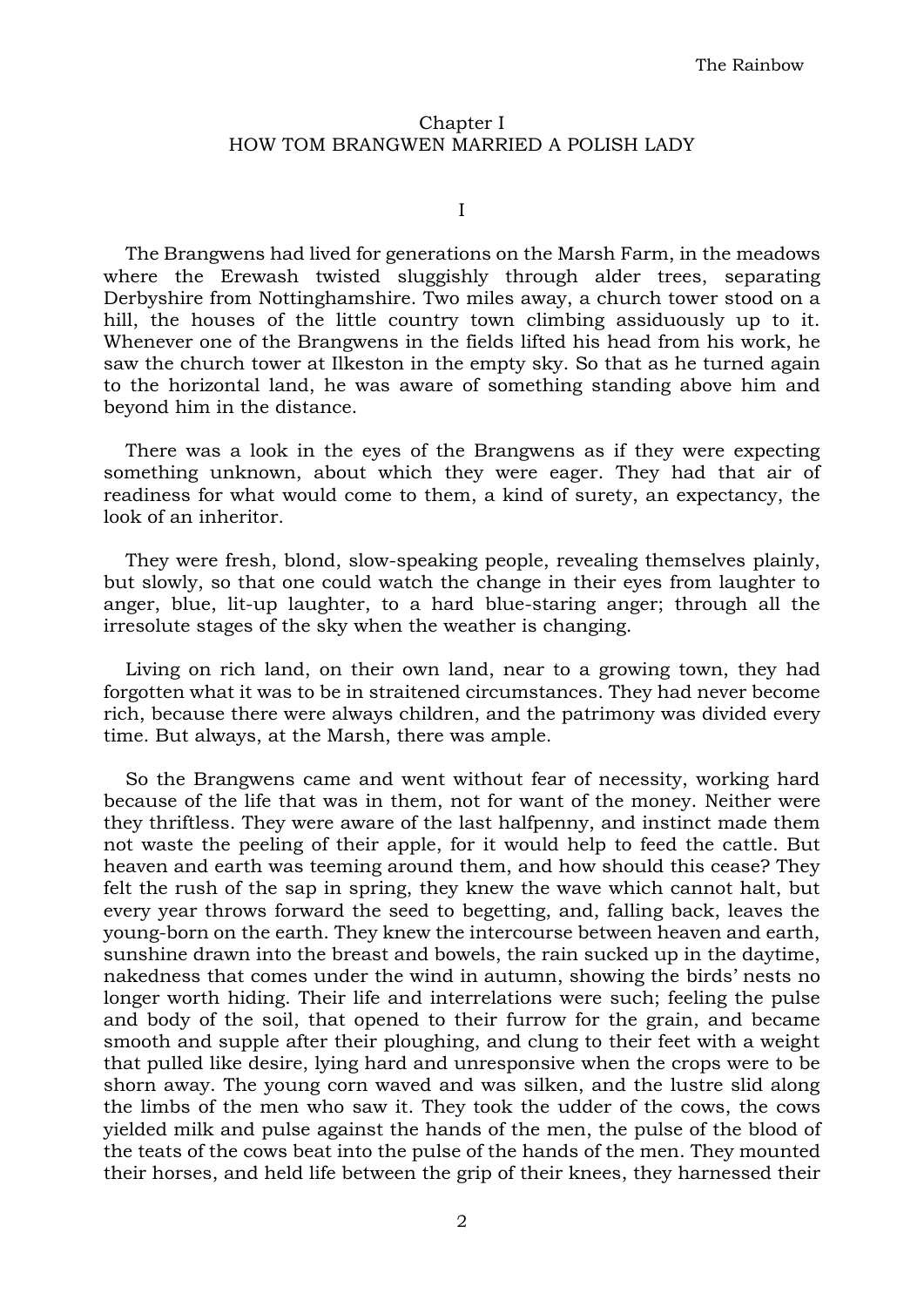## Chapter I
## HOW TOM BRANGWEN MARRIED A POLISH LADY

### I

The Brangwens had lived for generations on the Marsh Farm, in the meadows where the Erewash twisted sluggishly through alder trees, separating Derbyshire from Nottinghamshire. Two miles away, a church tower stood on a hill, the houses of the little country town climbing assiduously up to it. Whenever one of the Brangwens in the fields lifted his head from his work, he saw the church tower at Ilkeston in the empty sky. So that as he turned again to the horizontal land, he was aware of something standing above him and beyond him in the distance.

There was a look in the eyes of the Brangwens as if they were expecting something unknown, about which they were eager. They had that air of readiness for what would come to them, a kind of surety, an expectancy, the look of an inheritor.

They were fresh, blond, slow-speaking people, revealing themselves plainly, but slowly, so that one could watch the change in their eyes from laughter to anger, blue, lit-up laughter, to a hard blue-staring anger; through all the irresolute stages of the sky when the weather is changing.

Living on rich land, on their own land, near to a growing town, they had forgotten what it was to be in straitened circumstances. They had never become rich, because there were always children, and the patrimony was divided every time. But always, at the Marsh, there was ample.

So the Brangwens came and went without fear of necessity, working hard because of the life that was in them, not for want of the money. Neither were they thriftless. They were aware of the last halfpenny, and instinct made them not waste the peeling of their apple, for it would help to feed the cattle. But heaven and earth was teeming around them, and how should this cease? They felt the rush of the sap in spring, they knew the wave which cannot halt, but every year throws forward the seed to begetting, and, falling back, leaves the young-born on the earth. They knew the intercourse between heaven and earth, sunshine drawn into the breast and bowels, the rain sucked up in the daytime, nakedness that comes under the wind in autumn, showing the birds' nests no longer worth hiding. Their life and interrelations were such; feeling the pulse and body of the soil, that opened to their furrow for the grain, and became smooth and supple after their ploughing, and clung to their feet with a weight that pulled like desire, lying hard and unresponsive when the crops were to be shorn away. The young corn waved and was silken, and the lustre slid along the limbs of the men who saw it. They took the udder of the cows, the cows yielded milk and pulse against the hands of the men, the pulse of the blood of the teats of the cows beat into the pulse of the hands of the men. They mounted their horses, and held life between the grip of their knees, they harnessed their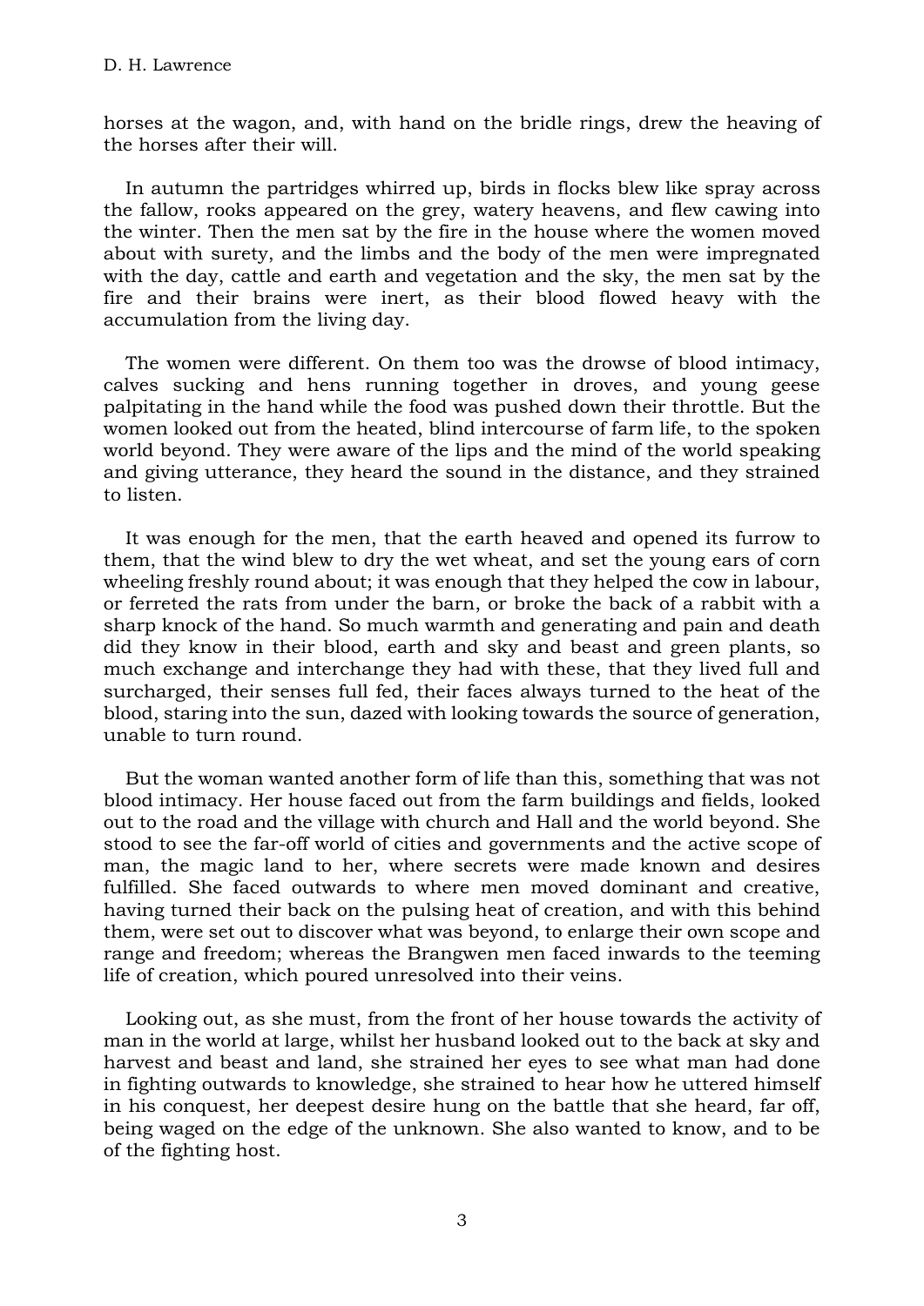horses at the wagon, and, with hand on the bridle rings, drew the heaving of the horses after their will.

In autumn the partridges whirred up, birds in flocks blew like spray across the fallow, rooks appeared on the grey, watery heavens, and flew cawing into the winter. Then the men sat by the fire in the house where the women moved about with surety, and the limbs and the body of the men were impregnated with the day, cattle and earth and vegetation and the sky, the men sat by the fire and their brains were inert, as their blood flowed heavy with the accumulation from the living day.

The women were different. On them too was the drowse of blood intimacy, calves sucking and hens running together in droves, and young geese palpitating in the hand while the food was pushed down their throttle. But the women looked out from the heated, blind intercourse of farm life, to the spoken world beyond. They were aware of the lips and the mind of the world speaking and giving utterance, they heard the sound in the distance, and they strained to listen.

It was enough for the men, that the earth heaved and opened its furrow to them, that the wind blew to dry the wet wheat, and set the young ears of corn wheeling freshly round about; it was enough that they helped the cow in labour, or ferreted the rats from under the barn, or broke the back of a rabbit with a sharp knock of the hand. So much warmth and generating and pain and death did they know in their blood, earth and sky and beast and green plants, so much exchange and interchange they had with these, that they lived full and surcharged, their senses full fed, their faces always turned to the heat of the blood, staring into the sun, dazed with looking towards the source of generation, unable to turn round.

But the woman wanted another form of life than this, something that was not blood intimacy. Her house faced out from the farm buildings and fields, looked out to the road and the village with church and Hall and the world beyond. She stood to see the far-off world of cities and governments and the active scope of man, the magic land to her, where secrets were made known and desires fulfilled. She faced outwards to where men moved dominant and creative, having turned their back on the pulsing heat of creation, and with this behind them, were set out to discover what was beyond, to enlarge their own scope and range and freedom; whereas the Brangwen men faced inwards to the teeming life of creation, which poured unresolved into their veins.

Looking out, as she must, from the front of her house towards the activity of man in the world at large, whilst her husband looked out to the back at sky and harvest and beast and land, she strained her eyes to see what man had done in fighting outwards to knowledge, she strained to hear how he uttered himself in his conquest, her deepest desire hung on the battle that she heard, far off, being waged on the edge of the unknown. She also wanted to know, and to be of the fighting host.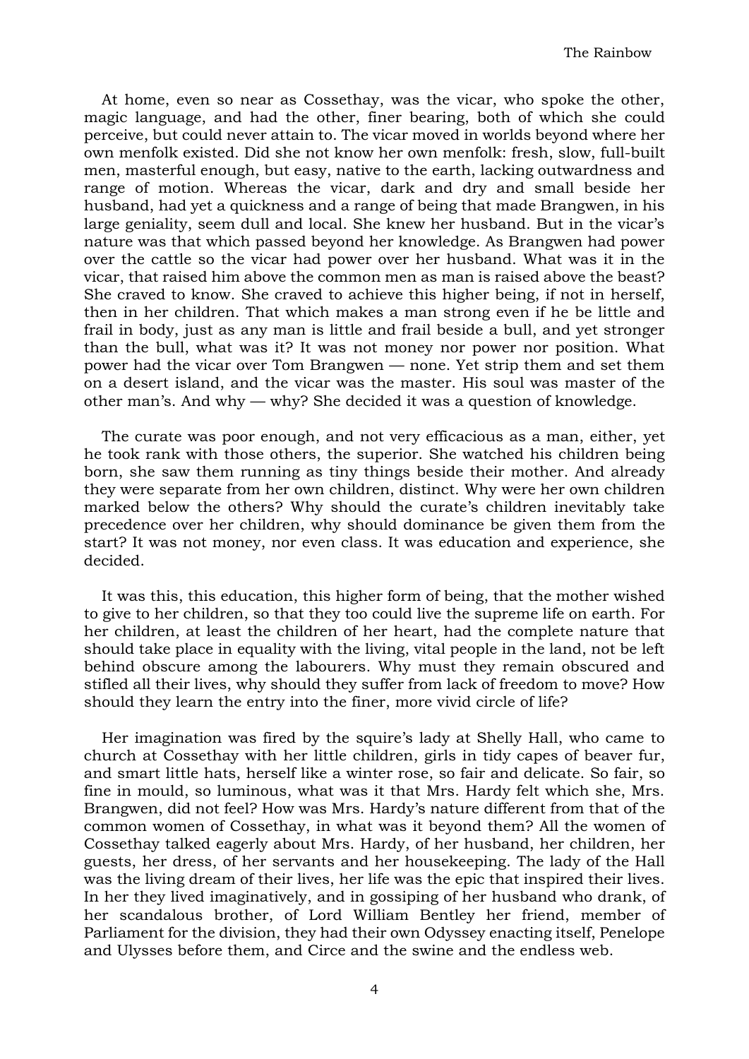At home, even so near as Cossethay, was the vicar, who spoke the other, magic language, and had the other, finer bearing, both of which she could perceive, but could never attain to. The vicar moved in worlds beyond where her own menfolk existed. Did she not know her own menfolk: fresh, slow, full-built men, masterful enough, but easy, native to the earth, lacking outwardness and range of motion. Whereas the vicar, dark and dry and small beside her husband, had yet a quickness and a range of being that made Brangwen, in his large geniality, seem dull and local. She knew her husband. But in the vicar's nature was that which passed beyond her knowledge. As Brangwen had power over the cattle so the vicar had power over her husband. What was it in the vicar, that raised him above the common men as man is raised above the beast? She craved to know. She craved to achieve this higher being, if not in herself, then in her children. That which makes a man strong even if he be little and frail in body, just as any man is little and frail beside a bull, and yet stronger than the bull, what was it? It was not money nor power nor position. What power had the vicar over Tom Brangwen — none. Yet strip them and set them on a desert island, and the vicar was the master. His soul was master of the other man's. And why — why? She decided it was a question of knowledge.

The curate was poor enough, and not very efficacious as a man, either, yet he took rank with those others, the superior. She watched his children being born, she saw them running as tiny things beside their mother. And already they were separate from her own children, distinct. Why were her own children marked below the others? Why should the curate's children inevitably take precedence over her children, why should dominance be given them from the start? It was not money, nor even class. It was education and experience, she decided.

It was this, this education, this higher form of being, that the mother wished to give to her children, so that they too could live the supreme life on earth. For her children, at least the children of her heart, had the complete nature that should take place in equality with the living, vital people in the land, not be left behind obscure among the labourers. Why must they remain obscured and stifled all their lives, why should they suffer from lack of freedom to move? How should they learn the entry into the finer, more vivid circle of life?

Her imagination was fired by the squire's lady at Shelly Hall, who came to church at Cossethay with her little children, girls in tidy capes of beaver fur, and smart little hats, herself like a winter rose, so fair and delicate. So fair, so fine in mould, so luminous, what was it that Mrs. Hardy felt which she, Mrs. Brangwen, did not feel? How was Mrs. Hardy's nature different from that of the common women of Cossethay, in what was it beyond them? All the women of Cossethay talked eagerly about Mrs. Hardy, of her husband, her children, her guests, her dress, of her servants and her housekeeping. The lady of the Hall was the living dream of their lives, her life was the epic that inspired their lives. In her they lived imaginatively, and in gossiping of her husband who drank, of her scandalous brother, of Lord William Bentley her friend, member of Parliament for the division, they had their own Odyssey enacting itself, Penelope and Ulysses before them, and Circe and the swine and the endless web.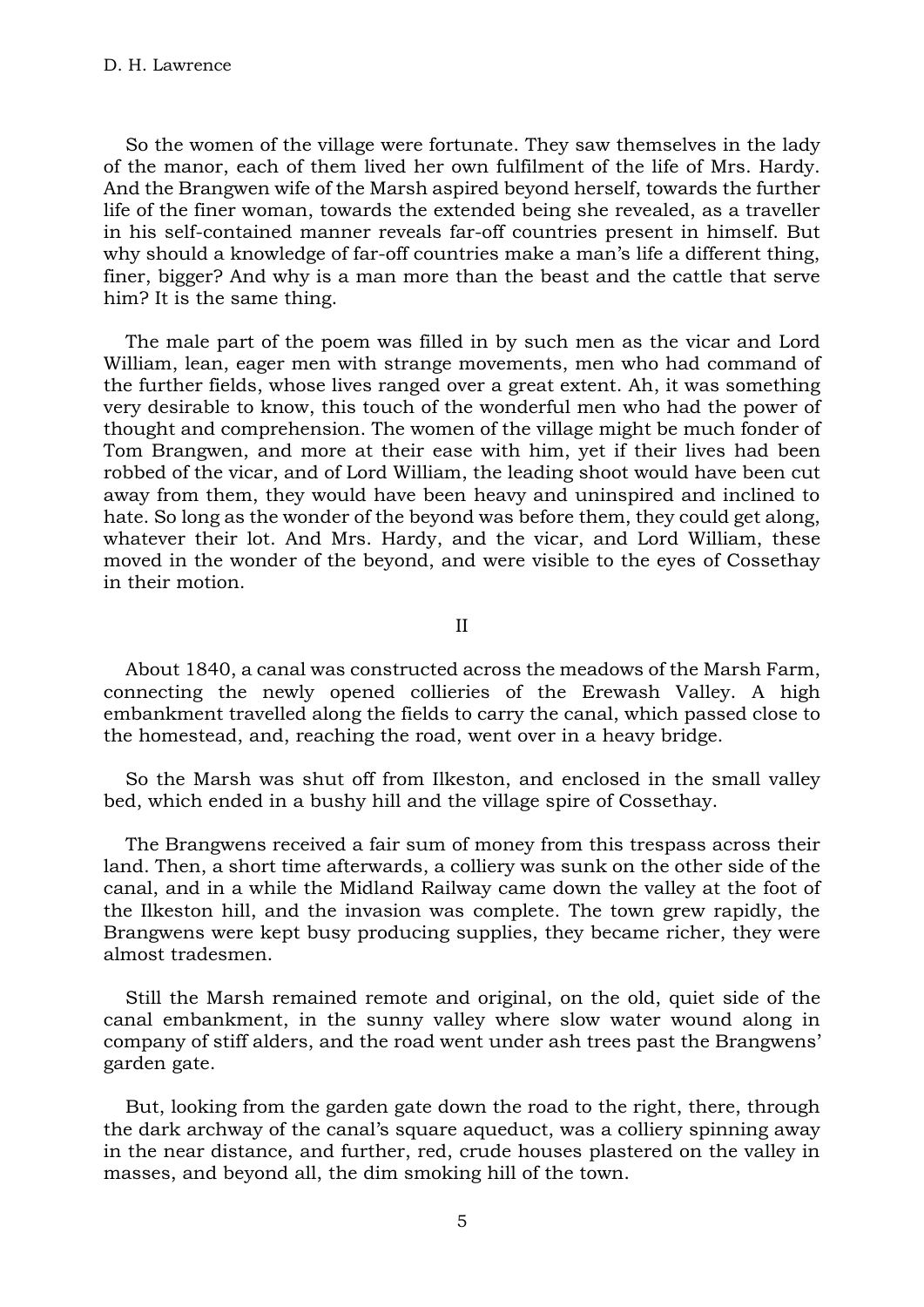So the women of the village were fortunate. They saw themselves in the lady of the manor, each of them lived her own fulfilment of the life of Mrs. Hardy. And the Brangwen wife of the Marsh aspired beyond herself, towards the further life of the finer woman, towards the extended being she revealed, as a traveller in his self-contained manner reveals far-off countries present in himself. But why should a knowledge of far-off countries make a man's life a different thing, finer, bigger? And why is a man more than the beast and the cattle that serve him? It is the same thing.

The male part of the poem was filled in by such men as the vicar and Lord William, lean, eager men with strange movements, men who had command of the further fields, whose lives ranged over a great extent. Ah, it was something very desirable to know, this touch of the wonderful men who had the power of thought and comprehension. The women of the village might be much fonder of Tom Brangwen, and more at their ease with him, yet if their lives had been robbed of the vicar, and of Lord William, the leading shoot would have been cut away from them, they would have been heavy and uninspired and inclined to hate. So long as the wonder of the beyond was before them, they could get along, whatever their lot. And Mrs. Hardy, and the vicar, and Lord William, these moved in the wonder of the beyond, and were visible to the eyes of Cossethay in their motion.

## II

About 1840, a canal was constructed across the meadows of the Marsh Farm, connecting the newly opened collieries of the Erewash Valley. A high embankment travelled along the fields to carry the canal, which passed close to the homestead, and, reaching the road, went over in a heavy bridge.

So the Marsh was shut off from Ilkeston, and enclosed in the small valley bed, which ended in a bushy hill and the village spire of Cossethay.

The Brangwens received a fair sum of money from this trespass across their land. Then, a short time afterwards, a colliery was sunk on the other side of the canal, and in a while the Midland Railway came down the valley at the foot of the Ilkeston hill, and the invasion was complete. The town grew rapidly, the Brangwens were kept busy producing supplies, they became richer, they were almost tradesmen.

Still the Marsh remained remote and original, on the old, quiet side of the canal embankment, in the sunny valley where slow water wound along in company of stiff alders, and the road went under ash trees past the Brangwens' garden gate.

But, looking from the garden gate down the road to the right, there, through the dark archway of the canal's square aqueduct, was a colliery spinning away in the near distance, and further, red, crude houses plastered on the valley in masses, and beyond all, the dim smoking hill of the town.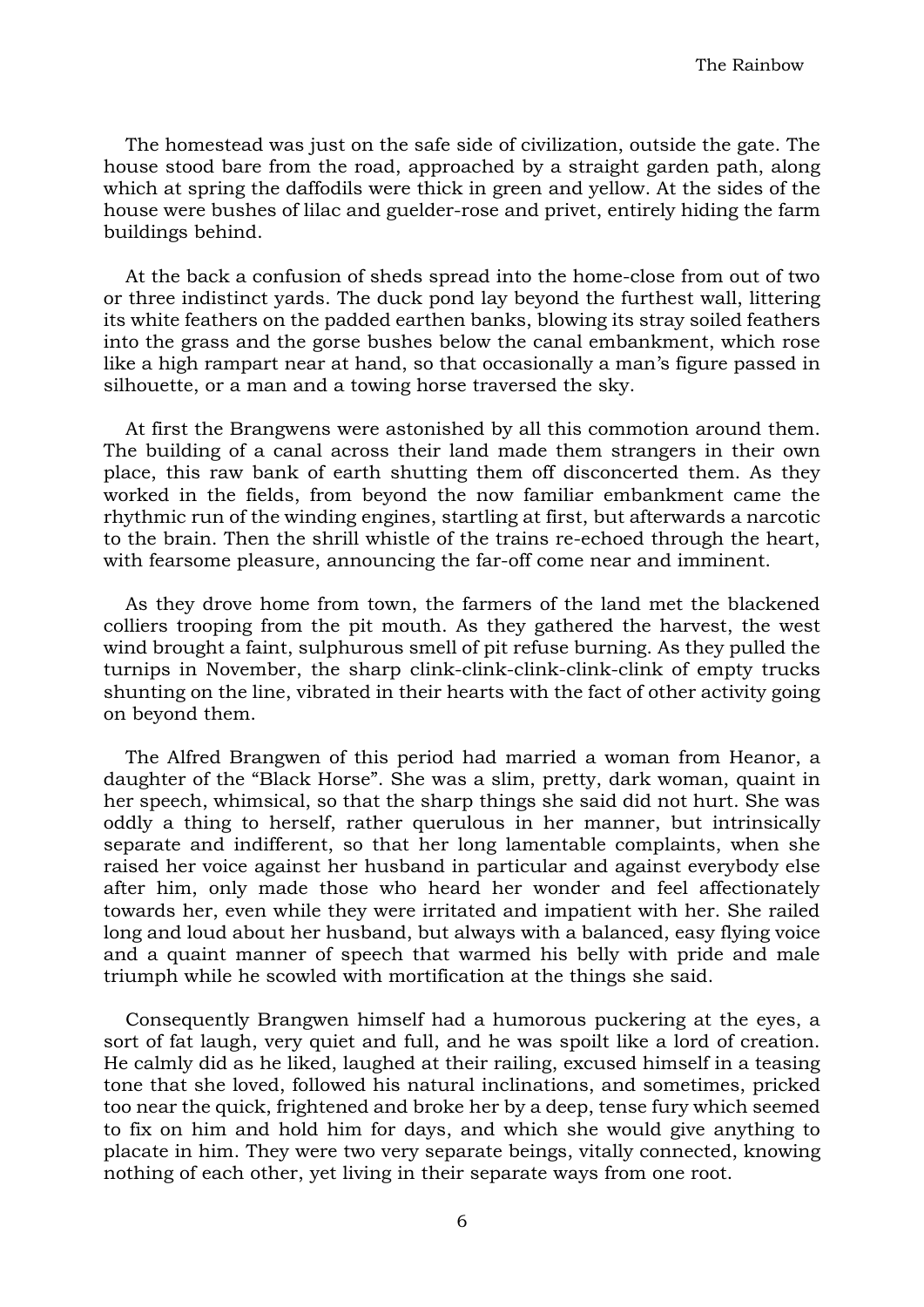The homestead was just on the safe side of civilization, outside the gate. The house stood bare from the road, approached by a straight garden path, along which at spring the daffodils were thick in green and yellow. At the sides of the house were bushes of lilac and guelder-rose and privet, entirely hiding the farm buildings behind.

At the back a confusion of sheds spread into the home-close from out of two or three indistinct yards. The duck pond lay beyond the furthest wall, littering its white feathers on the padded earthen banks, blowing its stray soiled feathers into the grass and the gorse bushes below the canal embankment, which rose like a high rampart near at hand, so that occasionally a man's figure passed in silhouette, or a man and a towing horse traversed the sky.

At first the Brangwens were astonished by all this commotion around them. The building of a canal across their land made them strangers in their own place, this raw bank of earth shutting them off disconcerted them. As they worked in the fields, from beyond the now familiar embankment came the rhythmic run of the winding engines, startling at first, but afterwards a narcotic to the brain. Then the shrill whistle of the trains re-echoed through the heart, with fearsome pleasure, announcing the far-off come near and imminent.

As they drove home from town, the farmers of the land met the blackened colliers trooping from the pit mouth. As they gathered the harvest, the west wind brought a faint, sulphurous smell of pit refuse burning. As they pulled the turnips in November, the sharp clink-clink-clink-clink-clink of empty trucks shunting on the line, vibrated in their hearts with the fact of other activity going on beyond them.

The Alfred Brangwen of this period had married a woman from Heanor, a daughter of the "Black Horse". She was a slim, pretty, dark woman, quaint in her speech, whimsical, so that the sharp things she said did not hurt. She was oddly a thing to herself, rather querulous in her manner, but intrinsically separate and indifferent, so that her long lamentable complaints, when she raised her voice against her husband in particular and against everybody else after him, only made those who heard her wonder and feel affectionately towards her, even while they were irritated and impatient with her. She railed long and loud about her husband, but always with a balanced, easy flying voice and a quaint manner of speech that warmed his belly with pride and male triumph while he scowled with mortification at the things she said.

Consequently Brangwen himself had a humorous puckering at the eyes, a sort of fat laugh, very quiet and full, and he was spoilt like a lord of creation. He calmly did as he liked, laughed at their railing, excused himself in a teasing tone that she loved, followed his natural inclinations, and sometimes, pricked too near the quick, frightened and broke her by a deep, tense fury which seemed to fix on him and hold him for days, and which she would give anything to placate in him. They were two very separate beings, vitally connected, knowing nothing of each other, yet living in their separate ways from one root.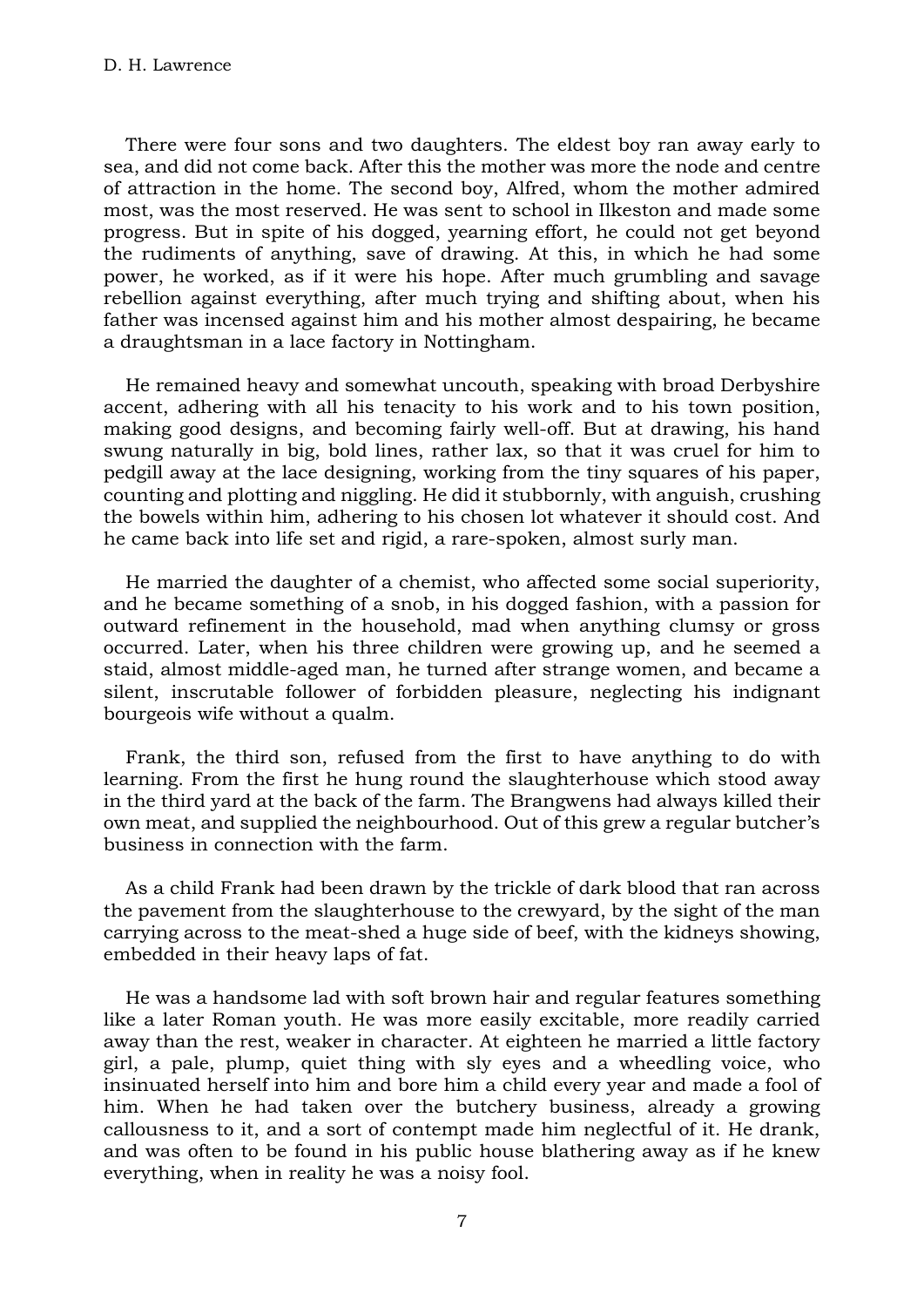There were four sons and two daughters. The eldest boy ran away early to sea, and did not come back. After this the mother was more the node and centre of attraction in the home. The second boy, Alfred, whom the mother admired most, was the most reserved. He was sent to school in Ilkeston and made some progress. But in spite of his dogged, yearning effort, he could not get beyond the rudiments of anything, save of drawing. At this, in which he had some power, he worked, as if it were his hope. After much grumbling and savage rebellion against everything, after much trying and shifting about, when his father was incensed against him and his mother almost despairing, he became a draughtsman in a lace factory in Nottingham.

He remained heavy and somewhat uncouth, speaking with broad Derbyshire accent, adhering with all his tenacity to his work and to his town position, making good designs, and becoming fairly well-off. But at drawing, his hand swung naturally in big, bold lines, rather lax, so that it was cruel for him to pedgill away at the lace designing, working from the tiny squares of his paper, counting and plotting and niggling. He did it stubbornly, with anguish, crushing the bowels within him, adhering to his chosen lot whatever it should cost. And he came back into life set and rigid, a rare-spoken, almost surly man.

He married the daughter of a chemist, who affected some social superiority, and he became something of a snob, in his dogged fashion, with a passion for outward refinement in the household, mad when anything clumsy or gross occurred. Later, when his three children were growing up, and he seemed a staid, almost middle-aged man, he turned after strange women, and became a silent, inscrutable follower of forbidden pleasure, neglecting his indignant bourgeois wife without a qualm.

Frank, the third son, refused from the first to have anything to do with learning. From the first he hung round the slaughterhouse which stood away in the third yard at the back of the farm. The Brangwens had always killed their own meat, and supplied the neighbourhood. Out of this grew a regular butcher's business in connection with the farm.

As a child Frank had been drawn by the trickle of dark blood that ran across the pavement from the slaughterhouse to the crewyard, by the sight of the man carrying across to the meat-shed a huge side of beef, with the kidneys showing, embedded in their heavy laps of fat.

He was a handsome lad with soft brown hair and regular features something like a later Roman youth. He was more easily excitable, more readily carried away than the rest, weaker in character. At eighteen he married a little factory girl, a pale, plump, quiet thing with sly eyes and a wheedling voice, who insinuated herself into him and bore him a child every year and made a fool of him. When he had taken over the butchery business, already a growing callousness to it, and a sort of contempt made him neglectful of it. He drank, and was often to be found in his public house blathering away as if he knew everything, when in reality he was a noisy fool.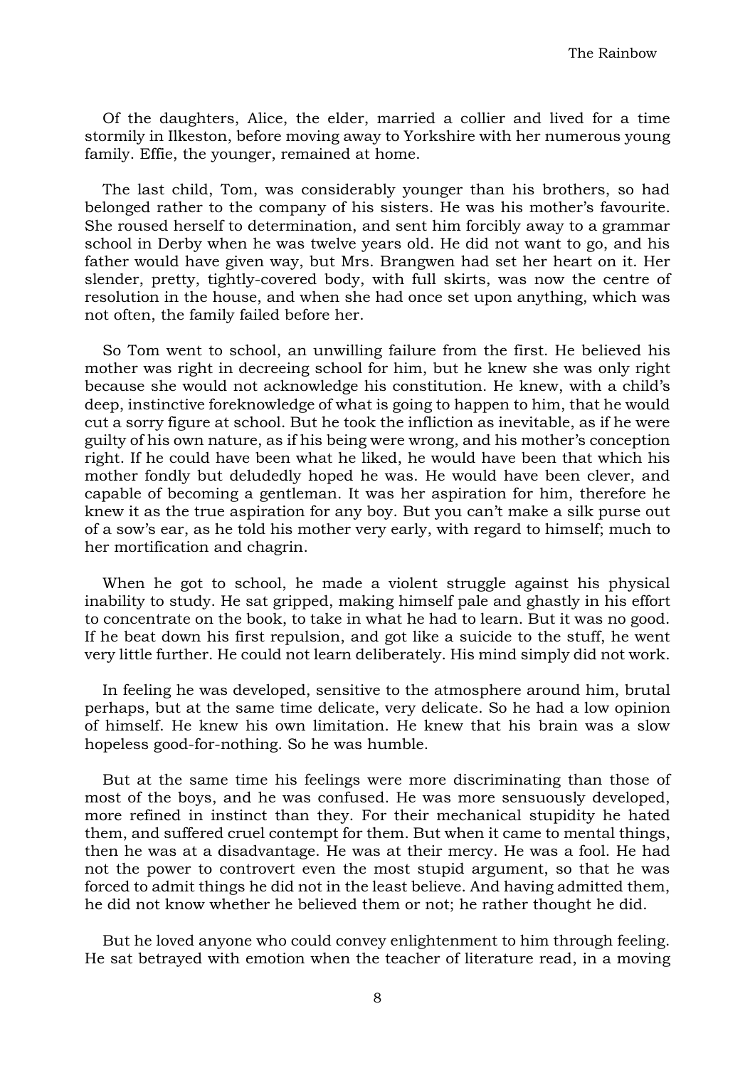Of the daughters, Alice, the elder, married a collier and lived for a time stormily in Ilkeston, before moving away to Yorkshire with her numerous young family. Effie, the younger, remained at home.

The last child, Tom, was considerably younger than his brothers, so had belonged rather to the company of his sisters. He was his mother's favourite. She roused herself to determination, and sent him forcibly away to a grammar school in Derby when he was twelve years old. He did not want to go, and his father would have given way, but Mrs. Brangwen had set her heart on it. Her slender, pretty, tightly-covered body, with full skirts, was now the centre of resolution in the house, and when she had once set upon anything, which was not often, the family failed before her.

So Tom went to school, an unwilling failure from the first. He believed his mother was right in decreeing school for him, but he knew she was only right because she would not acknowledge his constitution. He knew, with a child's deep, instinctive foreknowledge of what is going to happen to him, that he would cut a sorry figure at school. But he took the infliction as inevitable, as if he were guilty of his own nature, as if his being were wrong, and his mother's conception right. If he could have been what he liked, he would have been that which his mother fondly but deludedly hoped he was. He would have been clever, and capable of becoming a gentleman. It was her aspiration for him, therefore he knew it as the true aspiration for any boy. But you can't make a silk purse out of a sow's ear, as he told his mother very early, with regard to himself; much to her mortification and chagrin.

When he got to school, he made a violent struggle against his physical inability to study. He sat gripped, making himself pale and ghastly in his effort to concentrate on the book, to take in what he had to learn. But it was no good. If he beat down his first repulsion, and got like a suicide to the stuff, he went very little further. He could not learn deliberately. His mind simply did not work.

In feeling he was developed, sensitive to the atmosphere around him, brutal perhaps, but at the same time delicate, very delicate. So he had a low opinion of himself. He knew his own limitation. He knew that his brain was a slow hopeless good-for-nothing. So he was humble.

But at the same time his feelings were more discriminating than those of most of the boys, and he was confused. He was more sensuously developed, more refined in instinct than they. For their mechanical stupidity he hated them, and suffered cruel contempt for them. But when it came to mental things, then he was at a disadvantage. He was at their mercy. He was a fool. He had not the power to controvert even the most stupid argument, so that he was forced to admit things he did not in the least believe. And having admitted them, he did not know whether he believed them or not; he rather thought he did.

But he loved anyone who could convey enlightenment to him through feeling. He sat betrayed with emotion when the teacher of literature read, in a moving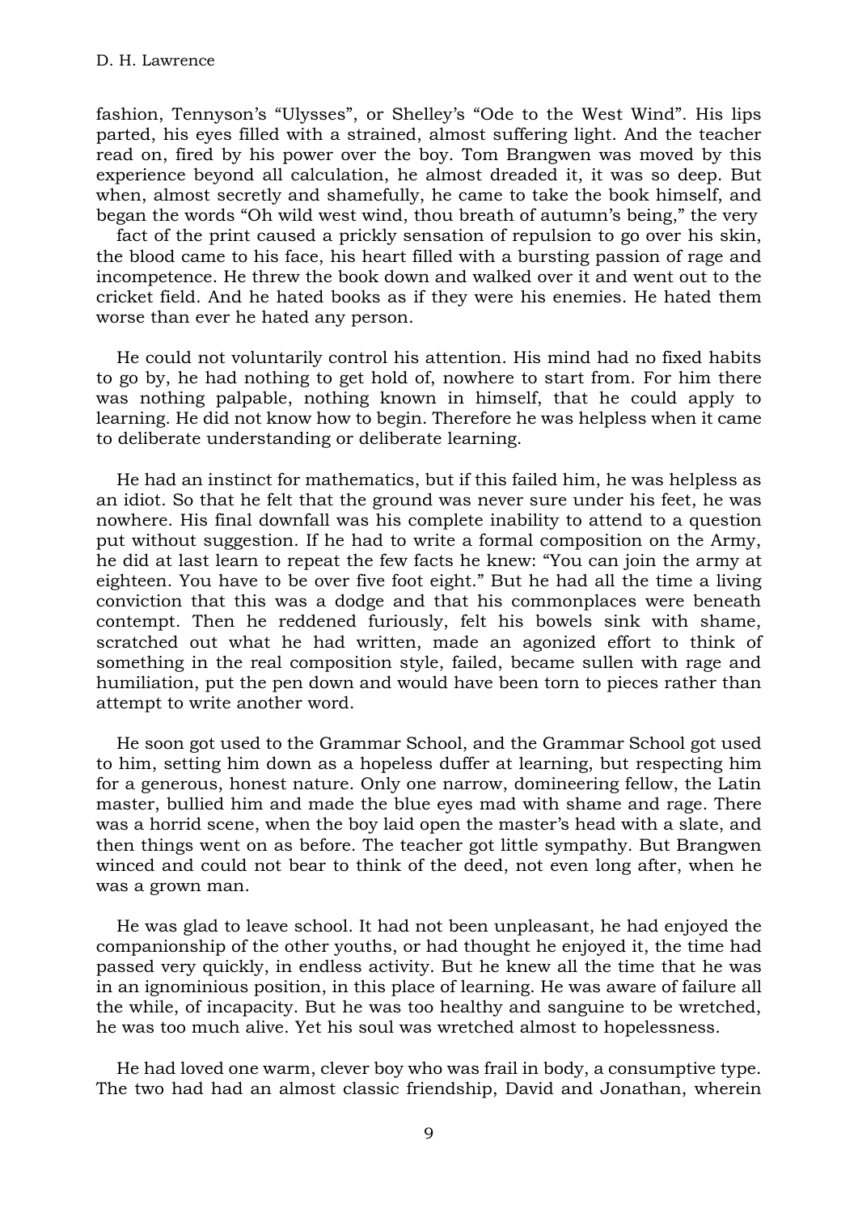fashion, Tennyson's "Ulysses", or Shelley's "Ode to the West Wind". His lips parted, his eyes filled with a strained, almost suffering light. And the teacher read on, fired by his power over the boy. Tom Brangwen was moved by this experience beyond all calculation, he almost dreaded it, it was so deep. But when, almost secretly and shamefully, he came to take the book himself, and began the words "Oh wild west wind, thou breath of autumn's being," the very fact of the print caused a prickly sensation of repulsion to go over his skin, the blood came to his face, his heart filled with a bursting passion of rage and incompetence. He threw the book down and walked over it and went out to the cricket field. And he hated books as if they were his enemies. He hated them worse than ever he hated any person.

He could not voluntarily control his attention. His mind had no fixed habits to go by, he had nothing to get hold of, nowhere to start from. For him there was nothing palpable, nothing known in himself, that he could apply to learning. He did not know how to begin. Therefore he was helpless when it came to deliberate understanding or deliberate learning.

He had an instinct for mathematics, but if this failed him, he was helpless as an idiot. So that he felt that the ground was never sure under his feet, he was nowhere. His final downfall was his complete inability to attend to a question put without suggestion. If he had to write a formal composition on the Army, he did at last learn to repeat the few facts he knew: "You can join the army at eighteen. You have to be over five foot eight." But he had all the time a living conviction that this was a dodge and that his commonplaces were beneath contempt. Then he reddened furiously, felt his bowels sink with shame, scratched out what he had written, made an agonized effort to think of something in the real composition style, failed, became sullen with rage and humiliation, put the pen down and would have been torn to pieces rather than attempt to write another word.

He soon got used to the Grammar School, and the Grammar School got used to him, setting him down as a hopeless duffer at learning, but respecting him for a generous, honest nature. Only one narrow, domineering fellow, the Latin master, bullied him and made the blue eyes mad with shame and rage. There was a horrid scene, when the boy laid open the master's head with a slate, and then things went on as before. The teacher got little sympathy. But Brangwen winced and could not bear to think of the deed, not even long after, when he was a grown man.

He was glad to leave school. It had not been unpleasant, he had enjoyed the companionship of the other youths, or had thought he enjoyed it, the time had passed very quickly, in endless activity. But he knew all the time that he was in an ignominious position, in this place of learning. He was aware of failure all the while, of incapacity. But he was too healthy and sanguine to be wretched, he was too much alive. Yet his soul was wretched almost to hopelessness.

He had loved one warm, clever boy who was frail in body, a consumptive type. The two had had an almost classic friendship, David and Jonathan, wherein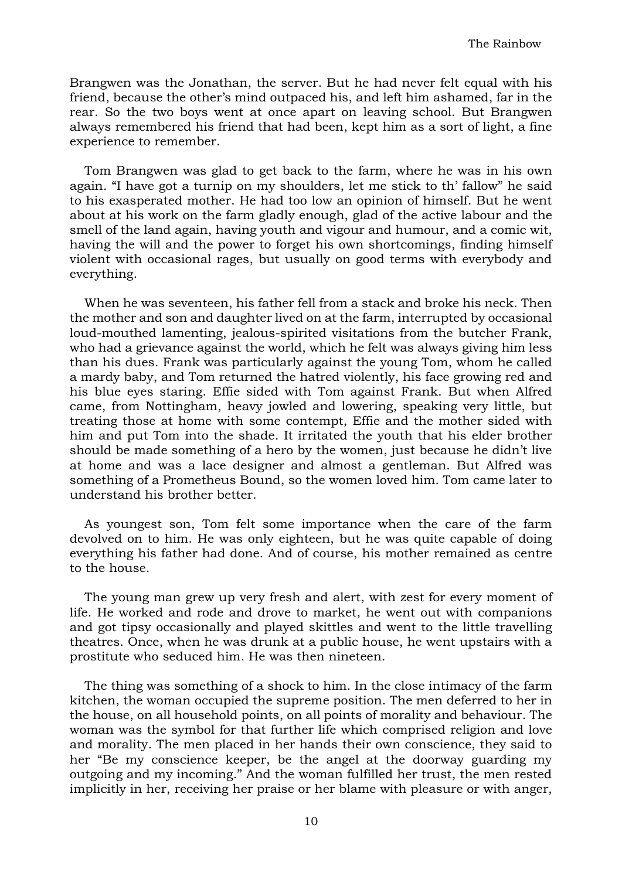Brangwen was the Jonathan, the server. But he had never felt equal with his friend, because the other's mind outpaced his, and left him ashamed, far in the rear. So the two boys went at once apart on leaving school. But Brangwen always remembered his friend that had been, kept him as a sort of light, a fine experience to remember.

Tom Brangwen was glad to get back to the farm, where he was in his own again. "I have got a turnip on my shoulders, let me stick to th' fallow" he said to his exasperated mother. He had too low an opinion of himself. But he went about at his work on the farm gladly enough, glad of the active labour and the smell of the land again, having youth and vigour and humour, and a comic wit, having the will and the power to forget his own shortcomings, finding himself violent with occasional rages, but usually on good terms with everybody and everything.

When he was seventeen, his father fell from a stack and broke his neck. Then the mother and son and daughter lived on at the farm, interrupted by occasional loud-mouthed lamenting, jealous-spirited visitations from the butcher Frank, who had a grievance against the world, which he felt was always giving him less than his dues. Frank was particularly against the young Tom, whom he called a mardy baby, and Tom returned the hatred violently, his face growing red and his blue eyes staring. Effie sided with Tom against Frank. But when Alfred came, from Nottingham, heavy jowled and lowering, speaking very little, but treating those at home with some contempt, Effie and the mother sided with him and put Tom into the shade. It irritated the youth that his elder brother should be made something of a hero by the women, just because he didn't live at home and was a lace designer and almost a gentleman. But Alfred was something of a Prometheus Bound, so the women loved him. Tom came later to understand his brother better.

As youngest son, Tom felt some importance when the care of the farm devolved on to him. He was only eighteen, but he was quite capable of doing everything his father had done. And of course, his mother remained as centre to the house.

The young man grew up very fresh and alert, with zest for every moment of life. He worked and rode and drove to market, he went out with companions and got tipsy occasionally and played skittles and went to the little travelling theatres. Once, when he was drunk at a public house, he went upstairs with a prostitute who seduced him. He was then nineteen.

The thing was something of a shock to him. In the close intimacy of the farm kitchen, the woman occupied the supreme position. The men deferred to her in the house, on all household points, on all points of morality and behaviour. The woman was the symbol for that further life which comprised religion and love and morality. The men placed in her hands their own conscience, they said to her "Be my conscience keeper, be the angel at the doorway guarding my outgoing and my incoming." And the woman fulfilled her trust, the men rested implicitly in her, receiving her praise or her blame with pleasure or with anger,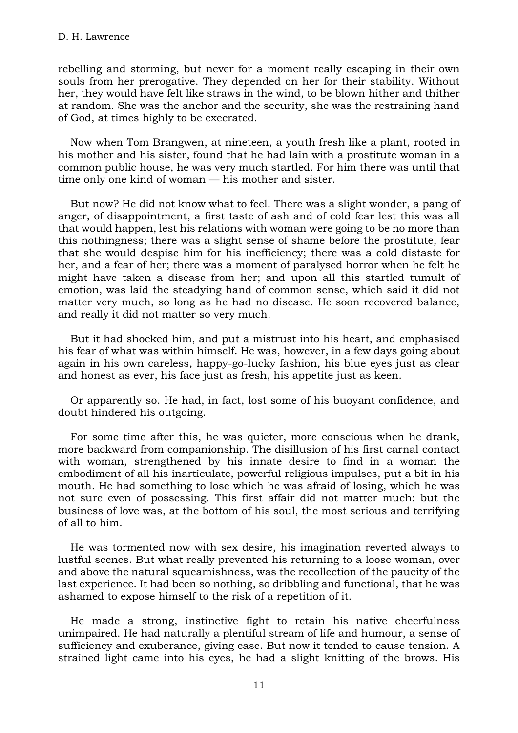rebelling and storming, but never for a moment really escaping in their own souls from her prerogative. They depended on her for their stability. Without her, they would have felt like straws in the wind, to be blown hither and thither at random. She was the anchor and the security, she was the restraining hand of God, at times highly to be execrated.

Now when Tom Brangwen, at nineteen, a youth fresh like a plant, rooted in his mother and his sister, found that he had lain with a prostitute woman in a common public house, he was very much startled. For him there was until that time only one kind of woman — his mother and sister.

But now? He did not know what to feel. There was a slight wonder, a pang of anger, of disappointment, a first taste of ash and of cold fear lest this was all that would happen, lest his relations with woman were going to be no more than this nothingness; there was a slight sense of shame before the prostitute, fear that she would despise him for his inefficiency; there was a cold distaste for her, and a fear of her; there was a moment of paralysed horror when he felt he might have taken a disease from her; and upon all this startled tumult of emotion, was laid the steadying hand of common sense, which said it did not matter very much, so long as he had no disease. He soon recovered balance, and really it did not matter so very much.

But it had shocked him, and put a mistrust into his heart, and emphasised his fear of what was within himself. He was, however, in a few days going about again in his own careless, happy-go-lucky fashion, his blue eyes just as clear and honest as ever, his face just as fresh, his appetite just as keen.

Or apparently so. He had, in fact, lost some of his buoyant confidence, and doubt hindered his outgoing.

For some time after this, he was quieter, more conscious when he drank, more backward from companionship. The disillusion of his first carnal contact with woman, strengthened by his innate desire to find in a woman the embodiment of all his inarticulate, powerful religious impulses, put a bit in his mouth. He had something to lose which he was afraid of losing, which he was not sure even of possessing. This first affair did not matter much: but the business of love was, at the bottom of his soul, the most serious and terrifying of all to him.

He was tormented now with sex desire, his imagination reverted always to lustful scenes. But what really prevented his returning to a loose woman, over and above the natural squeamishness, was the recollection of the paucity of the last experience. It had been so nothing, so dribbling and functional, that he was ashamed to expose himself to the risk of a repetition of it.

He made a strong, instinctive fight to retain his native cheerfulness unimpaired. He had naturally a plentiful stream of life and humour, a sense of sufficiency and exuberance, giving ease. But now it tended to cause tension. A strained light came into his eyes, he had a slight knitting of the brows. His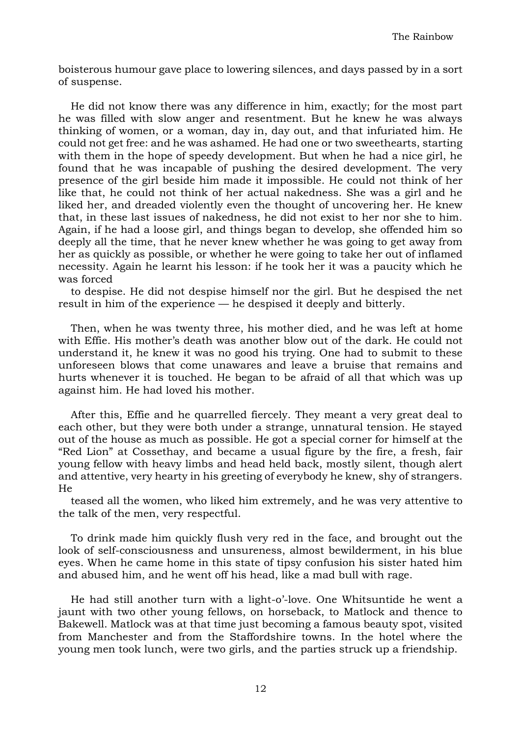boisterous humour gave place to lowering silences, and days passed by in a sort of suspense.

He did not know there was any difference in him, exactly; for the most part he was filled with slow anger and resentment. But he knew he was always thinking of women, or a woman, day in, day out, and that infuriated him. He could not get free: and he was ashamed. He had one or two sweethearts, starting with them in the hope of speedy development. But when he had a nice girl, he found that he was incapable of pushing the desired development. The very presence of the girl beside him made it impossible. He could not think of her like that, he could not think of her actual nakedness. She was a girl and he liked her, and dreaded violently even the thought of uncovering her. He knew that, in these last issues of nakedness, he did not exist to her nor she to him. Again, if he had a loose girl, and things began to develop, she offended him so deeply all the time, that he never knew whether he was going to get away from her as quickly as possible, or whether he were going to take her out of inflamed necessity. Again he learnt his lesson: if he took her it was a paucity which he was forced to despise. He did not despise himself nor the girl. But he despised the net result in him of the experience — he despised it deeply and bitterly.

Then, when he was twenty three, his mother died, and he was left at home with Effie. His mother's death was another blow out of the dark. He could not understand it, he knew it was no good his trying. One had to submit to these unforeseen blows that come unawares and leave a bruise that remains and hurts whenever it is touched. He began to be afraid of all that which was up against him. He had loved his mother.

After this, Effie and he quarrelled fiercely. They meant a very great deal to each other, but they were both under a strange, unnatural tension. He stayed out of the house as much as possible. He got a special corner for himself at the "Red Lion" at Cossethay, and became a usual figure by the fire, a fresh, fair young fellow with heavy limbs and head held back, mostly silent, though alert and attentive, very hearty in his greeting of everybody he knew, shy of strangers. He teased all the women, who liked him extremely, and he was very attentive to the talk of the men, very respectful.

To drink made him quickly flush very red in the face, and brought out the look of self-consciousness and unsureness, almost bewilderment, in his blue eyes. When he came home in this state of tipsy confusion his sister hated him and abused him, and he went off his head, like a mad bull with rage.

He had still another turn with a light-o'-love. One Whitsuntide he went a jaunt with two other young fellows, on horseback, to Matlock and thence to Bakewell. Matlock was at that time just becoming a famous beauty spot, visited from Manchester and from the Staffordshire towns. In the hotel where the young men took lunch, were two girls, and the parties struck up a friendship.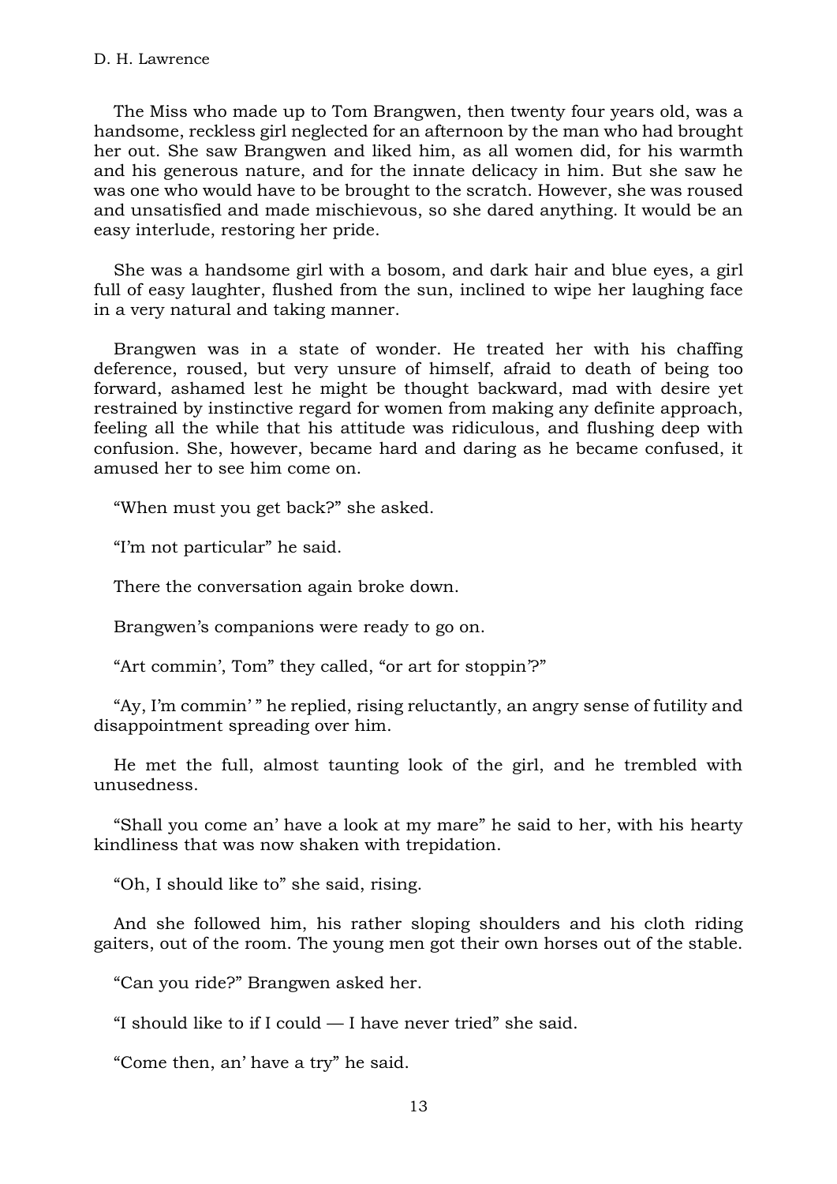The Miss who made up to Tom Brangwen, then twenty four years old, was a handsome, reckless girl neglected for an afternoon by the man who had brought her out. She saw Brangwen and liked him, as all women did, for his warmth and his generous nature, and for the innate delicacy in him. But she saw he was one who would have to be brought to the scratch. However, she was roused and unsatisfied and made mischievous, so she dared anything. It would be an easy interlude, restoring her pride.

She was a handsome girl with a bosom, and dark hair and blue eyes, a girl full of easy laughter, flushed from the sun, inclined to wipe her laughing face in a very natural and taking manner.

Brangwen was in a state of wonder. He treated her with his chaffing deference, roused, but very unsure of himself, afraid to death of being too forward, ashamed lest he might be thought backward, mad with desire yet restrained by instinctive regard for women from making any definite approach, feeling all the while that his attitude was ridiculous, and flushing deep with confusion. She, however, became hard and daring as he became confused, it amused her to see him come on.

"When must you get back?" she asked.

"I'm not particular" he said.

There the conversation again broke down.

Brangwen's companions were ready to go on.

"Art commin', Tom" they called, "or art for stoppin'?"

"Ay, I'm commin' " he replied, rising reluctantly, an angry sense of futility and disappointment spreading over him.

He met the full, almost taunting look of the girl, and he trembled with unusedness.

"Shall you come an' have a look at my mare" he said to her, with his hearty kindliness that was now shaken with trepidation.

"Oh, I should like to" she said, rising.

And she followed him, his rather sloping shoulders and his cloth riding gaiters, out of the room. The young men got their own horses out of the stable.

"Can you ride?" Brangwen asked her.

"I should like to if I could — I have never tried" she said.

"Come then, an' have a try" he said.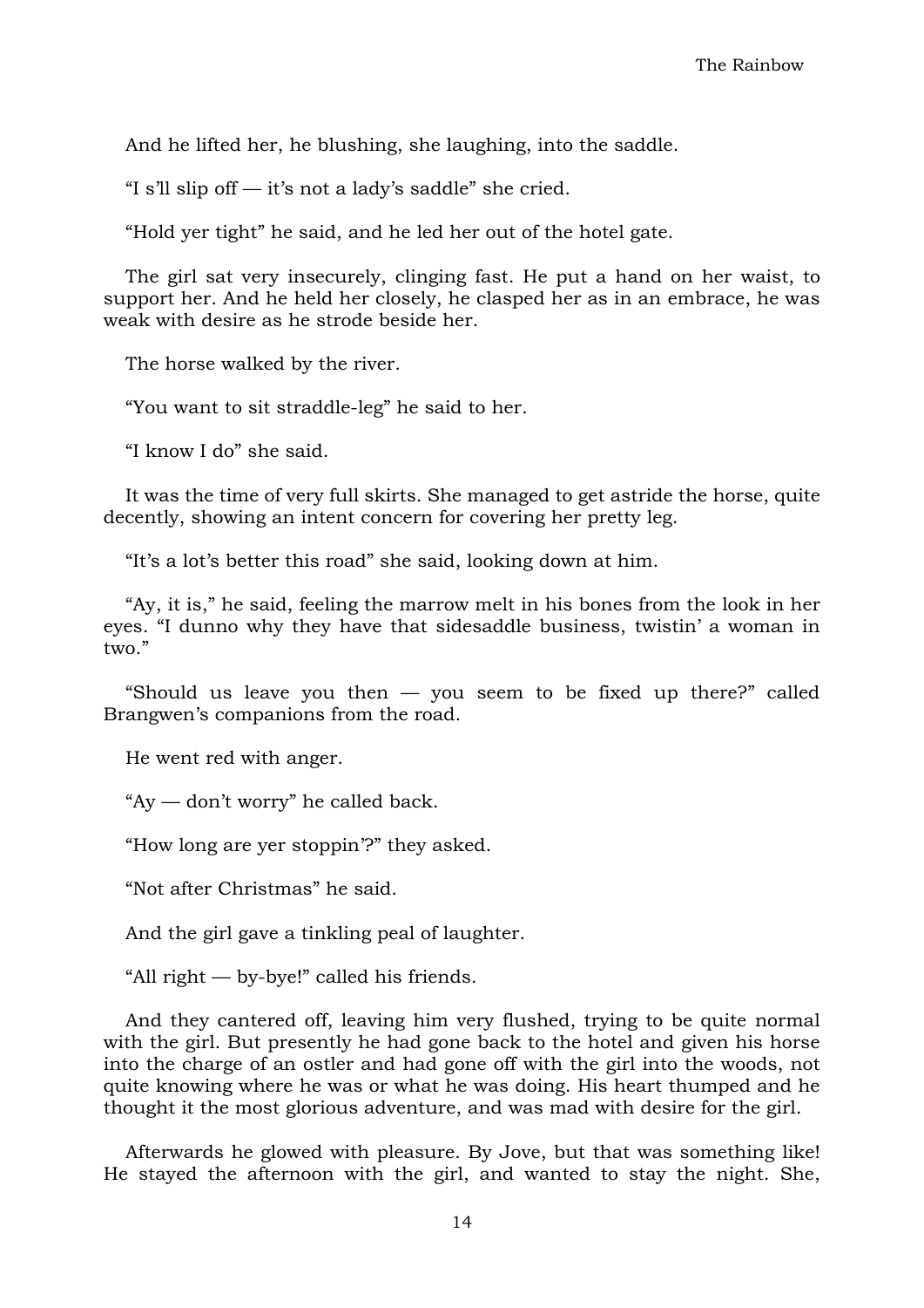And he lifted her, he blushing, she laughing, into the saddle.

“I s’ll slip off — it’s not a lady’s saddle” she cried.

“Hold yer tight” he said, and he led her out of the hotel gate.

The girl sat very insecurely, clinging fast. He put a hand on her waist, to support her. And he held her closely, he clasped her as in an embrace, he was weak with desire as he strode beside her.

The horse walked by the river.

“You want to sit straddle-leg” he said to her.

“I know I do” she said.

It was the time of very full skirts. She managed to get astride the horse, quite decently, showing an intent concern for covering her pretty leg.

“It’s a lot’s better this road” she said, looking down at him.

“Ay, it is,” he said, feeling the marrow melt in his bones from the look in her eyes. “I dunno why they have that sidesaddle business, twistin’ a woman in two.”

“Should us leave you then — you seem to be fixed up there?” called Brangwen’s companions from the road.

He went red with anger.

“Ay — don’t worry” he called back.

“How long are yer stoppin’?” they asked.

“Not after Christmas” he said.

And the girl gave a tinkling peal of laughter.

“All right — by-bye!” called his friends.

And they cantered off, leaving him very flushed, trying to be quite normal with the girl. But presently he had gone back to the hotel and given his horse into the charge of an ostler and had gone off with the girl into the woods, not quite knowing where he was or what he was doing. His heart thumped and he thought it the most glorious adventure, and was mad with desire for the girl.

Afterwards he glowed with pleasure. By Jove, but that was something like! He stayed the afternoon with the girl, and wanted to stay the night. She,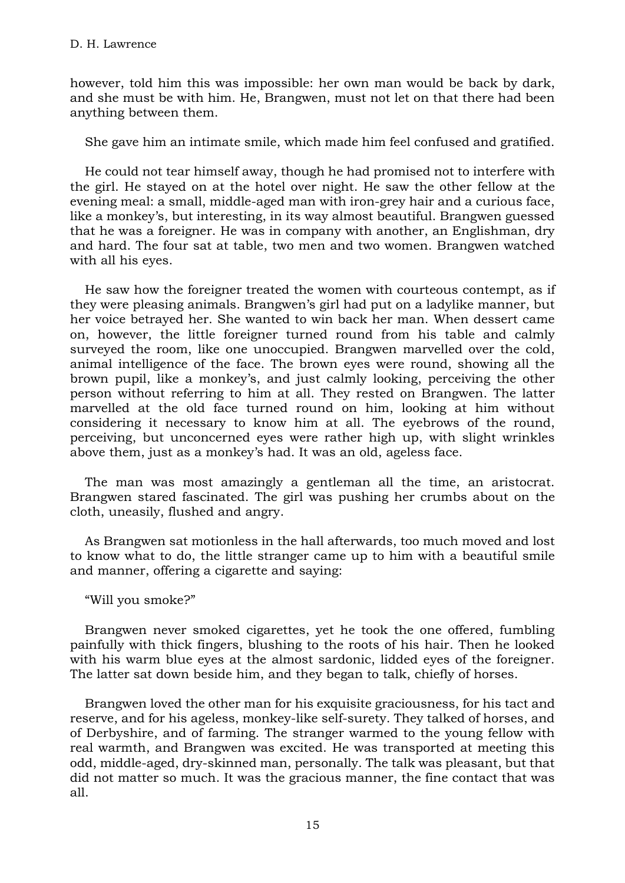however, told him this was impossible: her own man would be back by dark, and she must be with him. He, Brangwen, must not let on that there had been anything between them.

She gave him an intimate smile, which made him feel confused and gratified.

He could not tear himself away, though he had promised not to interfere with the girl. He stayed on at the hotel over night. He saw the other fellow at the evening meal: a small, middle-aged man with iron-grey hair and a curious face, like a monkey's, but interesting, in its way almost beautiful. Brangwen guessed that he was a foreigner. He was in company with another, an Englishman, dry and hard. The four sat at table, two men and two women. Brangwen watched with all his eyes.

He saw how the foreigner treated the women with courteous contempt, as if they were pleasing animals. Brangwen's girl had put on a ladylike manner, but her voice betrayed her. She wanted to win back her man. When dessert came on, however, the little foreigner turned round from his table and calmly surveyed the room, like one unoccupied. Brangwen marvelled over the cold, animal intelligence of the face. The brown eyes were round, showing all the brown pupil, like a monkey's, and just calmly looking, perceiving the other person without referring to him at all. They rested on Brangwen. The latter marvelled at the old face turned round on him, looking at him without considering it necessary to know him at all. The eyebrows of the round, perceiving, but unconcerned eyes were rather high up, with slight wrinkles above them, just as a monkey's had. It was an old, ageless face.

The man was most amazingly a gentleman all the time, an aristocrat. Brangwen stared fascinated. The girl was pushing her crumbs about on the cloth, uneasily, flushed and angry.

As Brangwen sat motionless in the hall afterwards, too much moved and lost to know what to do, the little stranger came up to him with a beautiful smile and manner, offering a cigarette and saying:

"Will you smoke?"

Brangwen never smoked cigarettes, yet he took the one offered, fumbling painfully with thick fingers, blushing to the roots of his hair. Then he looked with his warm blue eyes at the almost sardonic, lidded eyes of the foreigner. The latter sat down beside him, and they began to talk, chiefly of horses.

Brangwen loved the other man for his exquisite graciousness, for his tact and reserve, and for his ageless, monkey-like self-surety. They talked of horses, and of Derbyshire, and of farming. The stranger warmed to the young fellow with real warmth, and Brangwen was excited. He was transported at meeting this odd, middle-aged, dry-skinned man, personally. The talk was pleasant, but that did not matter so much. It was the gracious manner, the fine contact that was all.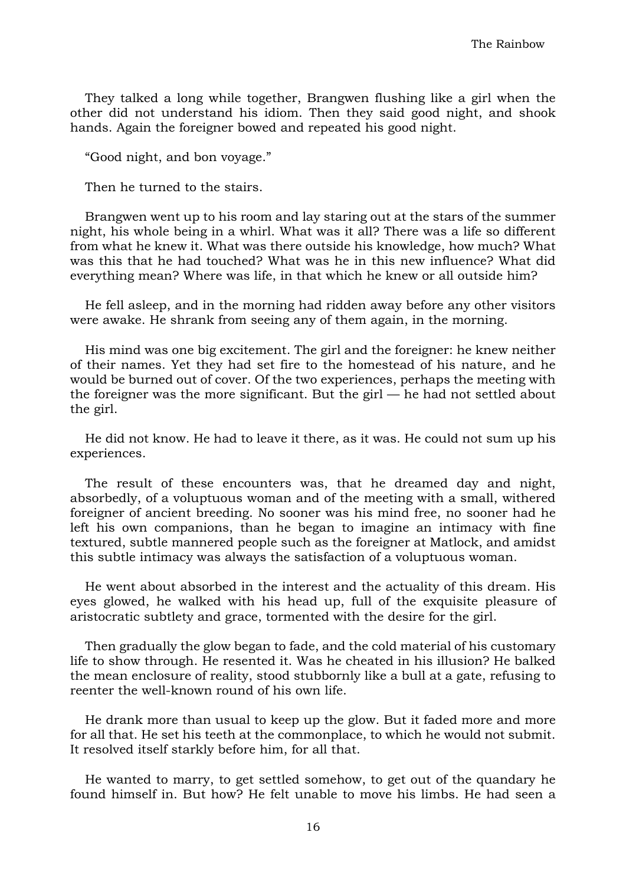They talked a long while together, Brangwen flushing like a girl when the other did not understand his idiom. Then they said good night, and shook hands. Again the foreigner bowed and repeated his good night.

"Good night, and bon voyage."

Then he turned to the stairs.

Brangwen went up to his room and lay staring out at the stars of the summer night, his whole being in a whirl. What was it all? There was a life so different from what he knew it. What was there outside his knowledge, how much? What was this that he had touched? What was he in this new influence? What did everything mean? Where was life, in that which he knew or all outside him?

He fell asleep, and in the morning had ridden away before any other visitors were awake. He shrank from seeing any of them again, in the morning.

His mind was one big excitement. The girl and the foreigner: he knew neither of their names. Yet they had set fire to the homestead of his nature, and he would be burned out of cover. Of the two experiences, perhaps the meeting with the foreigner was the more significant. But the girl — he had not settled about the girl.

He did not know. He had to leave it there, as it was. He could not sum up his experiences.

The result of these encounters was, that he dreamed day and night, absorbedly, of a voluptuous woman and of the meeting with a small, withered foreigner of ancient breeding. No sooner was his mind free, no sooner had he left his own companions, than he began to imagine an intimacy with fine textured, subtle mannered people such as the foreigner at Matlock, and amidst this subtle intimacy was always the satisfaction of a voluptuous woman.

He went about absorbed in the interest and the actuality of this dream. His eyes glowed, he walked with his head up, full of the exquisite pleasure of aristocratic subtlety and grace, tormented with the desire for the girl.

Then gradually the glow began to fade, and the cold material of his customary life to show through. He resented it. Was he cheated in his illusion? He balked the mean enclosure of reality, stood stubbornly like a bull at a gate, refusing to reenter the well-known round of his own life.

He drank more than usual to keep up the glow. But it faded more and more for all that. He set his teeth at the commonplace, to which he would not submit. It resolved itself starkly before him, for all that.

He wanted to marry, to get settled somehow, to get out of the quandary he found himself in. But how? He felt unable to move his limbs. He had seen a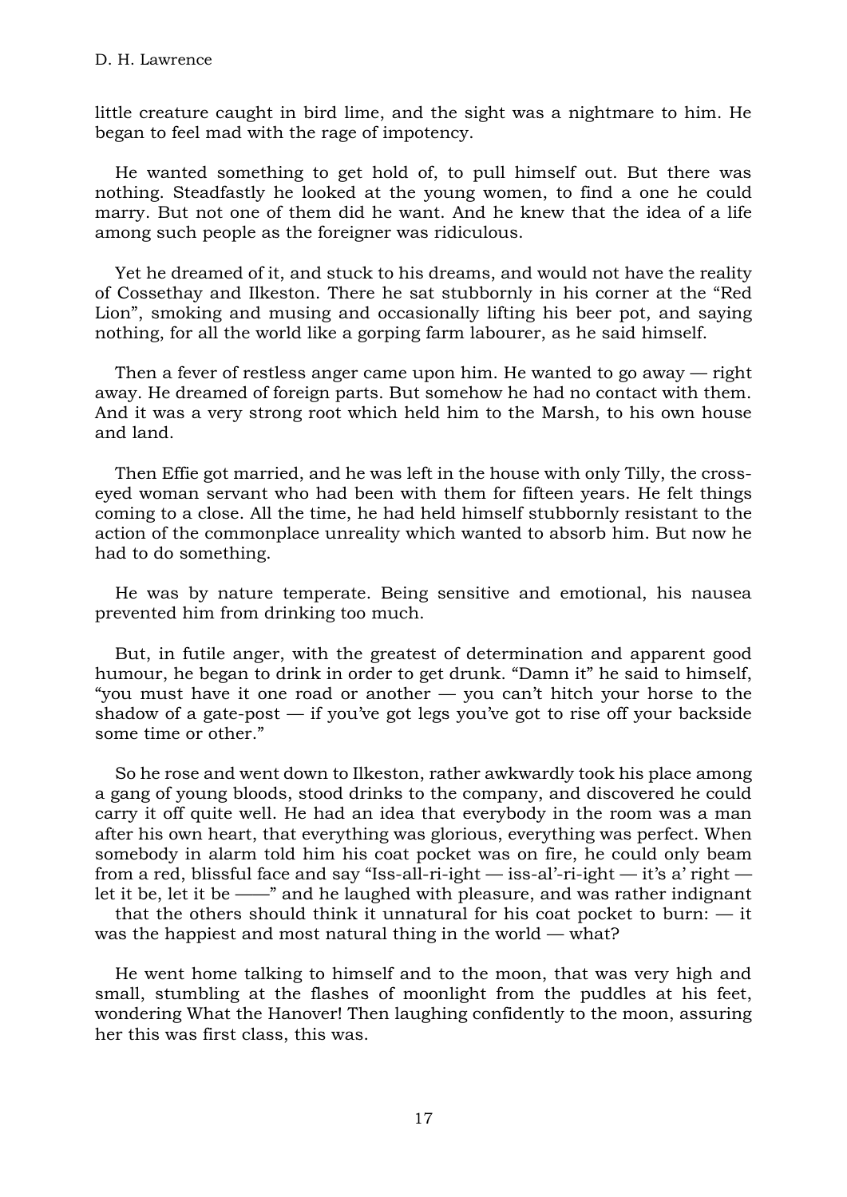little creature caught in bird lime, and the sight was a nightmare to him. He began to feel mad with the rage of impotency.

He wanted something to get hold of, to pull himself out. But there was nothing. Steadfastly he looked at the young women, to find a one he could marry. But not one of them did he want. And he knew that the idea of a life among such people as the foreigner was ridiculous.

Yet he dreamed of it, and stuck to his dreams, and would not have the reality of Cossethay and Ilkeston. There he sat stubbornly in his corner at the “Red Lion”, smoking and musing and occasionally lifting his beer pot, and saying nothing, for all the world like a gorping farm labourer, as he said himself.

Then a fever of restless anger came upon him. He wanted to go away — right away. He dreamed of foreign parts. But somehow he had no contact with them. And it was a very strong root which held him to the Marsh, to his own house and land.

Then Effie got married, and he was left in the house with only Tilly, the cross-eyed woman servant who had been with them for fifteen years. He felt things coming to a close. All the time, he had held himself stubbornly resistant to the action of the commonplace unreality which wanted to absorb him. But now he had to do something.

He was by nature temperate. Being sensitive and emotional, his nausea prevented him from drinking too much.

But, in futile anger, with the greatest of determination and apparent good humour, he began to drink in order to get drunk. “Damn it” he said to himself, “you must have it one road or another — you can’t hitch your horse to the shadow of a gate-post — if you’ve got legs you’ve got to rise off your backside some time or other.”

So he rose and went down to Ilkeston, rather awkwardly took his place among a gang of young bloods, stood drinks to the company, and discovered he could carry it off quite well. He had an idea that everybody in the room was a man after his own heart, that everything was glorious, everything was perfect. When somebody in alarm told him his coat pocket was on fire, he could only beam from a red, blissful face and say “Iss-all-ri-ight — iss-al’-ri-ight — it’s a’ right — let it be, let it be ——” and he laughed with pleasure, and was rather indignant that the others should think it unnatural for his coat pocket to burn: — it was the happiest and most natural thing in the world — what?

He went home talking to himself and to the moon, that was very high and small, stumbling at the flashes of moonlight from the puddles at his feet, wondering What the Hanover! Then laughing confidently to the moon, assuring her this was first class, this was.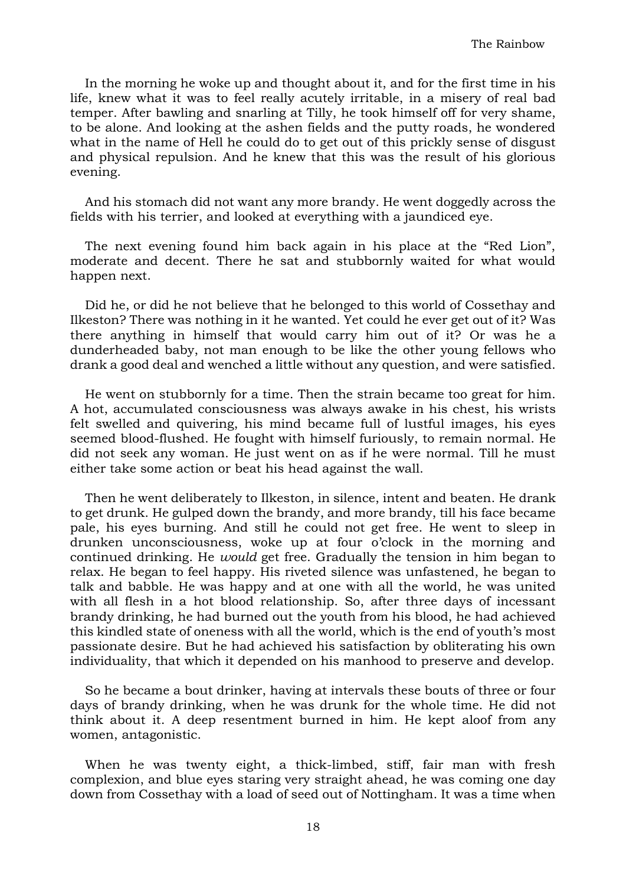In the morning he woke up and thought about it, and for the first time in his life, knew what it was to feel really acutely irritable, in a misery of real bad temper. After bawling and snarling at Tilly, he took himself off for very shame, to be alone. And looking at the ashen fields and the putty roads, he wondered what in the name of Hell he could do to get out of this prickly sense of disgust and physical repulsion. And he knew that this was the result of his glorious evening.

And his stomach did not want any more brandy. He went doggedly across the fields with his terrier, and looked at everything with a jaundiced eye.

The next evening found him back again in his place at the “Red Lion”, moderate and decent. There he sat and stubbornly waited for what would happen next.

Did he, or did he not believe that he belonged to this world of Cossethay and Ilkeston? There was nothing in it he wanted. Yet could he ever get out of it? Was there anything in himself that would carry him out of it? Or was he a dunderheaded baby, not man enough to be like the other young fellows who drank a good deal and wenched a little without any question, and were satisfied.

He went on stubbornly for a time. Then the strain became too great for him. A hot, accumulated consciousness was always awake in his chest, his wrists felt swelled and quivering, his mind became full of lustful images, his eyes seemed blood-flushed. He fought with himself furiously, to remain normal. He did not seek any woman. He just went on as if he were normal. Till he must either take some action or beat his head against the wall.

Then he went deliberately to Ilkeston, in silence, intent and beaten. He drank to get drunk. He gulped down the brandy, and more brandy, till his face became pale, his eyes burning. And still he could not get free. He went to sleep in drunken unconsciousness, woke up at four o’clock in the morning and continued drinking. He *would* get free. Gradually the tension in him began to relax. He began to feel happy. His riveted silence was unfastened, he began to talk and babble. He was happy and at one with all the world, he was united with all flesh in a hot blood relationship. So, after three days of incessant brandy drinking, he had burned out the youth from his blood, he had achieved this kindled state of oneness with all the world, which is the end of youth’s most passionate desire. But he had achieved his satisfaction by obliterating his own individuality, that which it depended on his manhood to preserve and develop.

So he became a bout drinker, having at intervals these bouts of three or four days of brandy drinking, when he was drunk for the whole time. He did not think about it. A deep resentment burned in him. He kept aloof from any women, antagonistic.

When he was twenty eight, a thick-limbed, stiff, fair man with fresh complexion, and blue eyes staring very straight ahead, he was coming one day down from Cossethay with a load of seed out of Nottingham. It was a time when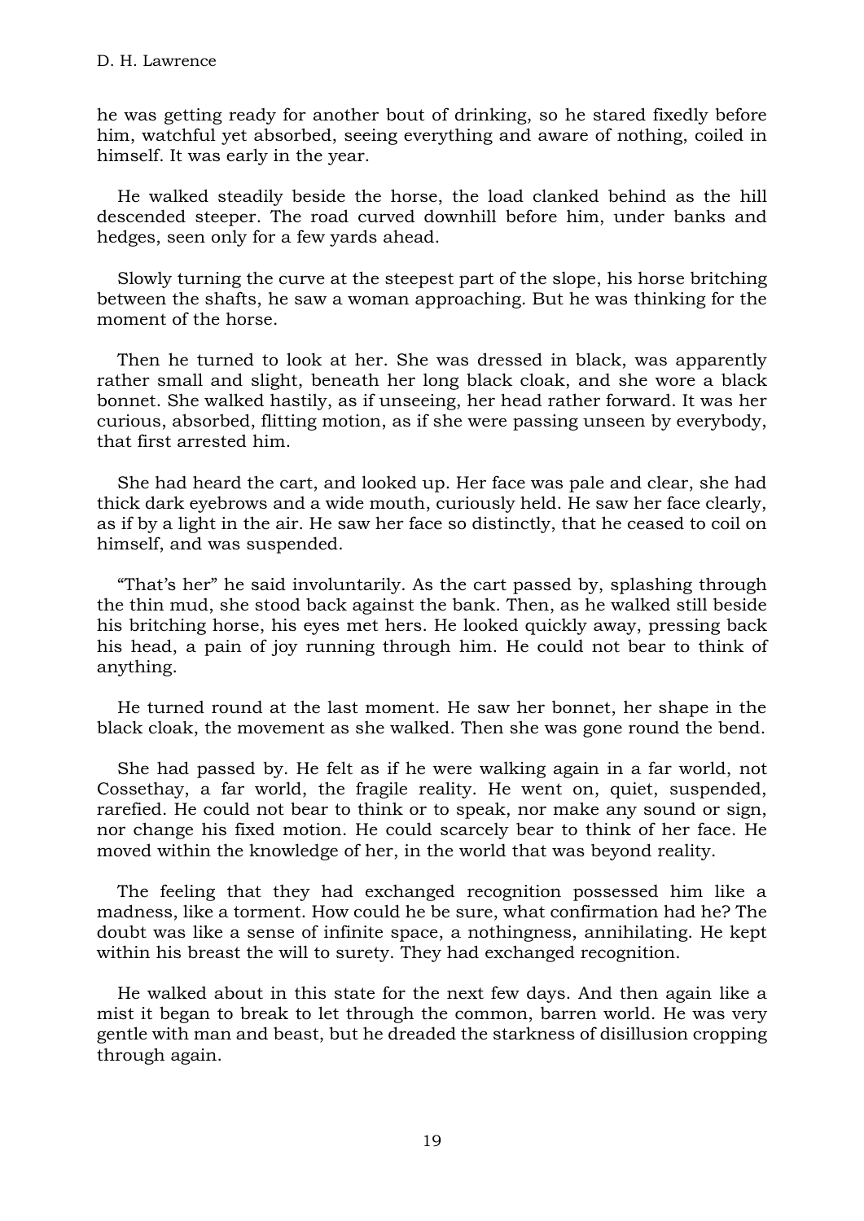he was getting ready for another bout of drinking, so he stared fixedly before him, watchful yet absorbed, seeing everything and aware of nothing, coiled in himself. It was early in the year.

He walked steadily beside the horse, the load clanked behind as the hill descended steeper. The road curved downhill before him, under banks and hedges, seen only for a few yards ahead.

Slowly turning the curve at the steepest part of the slope, his horse britching between the shafts, he saw a woman approaching. But he was thinking for the moment of the horse.

Then he turned to look at her. She was dressed in black, was apparently rather small and slight, beneath her long black cloak, and she wore a black bonnet. She walked hastily, as if unseeing, her head rather forward. It was her curious, absorbed, flitting motion, as if she were passing unseen by everybody, that first arrested him.

She had heard the cart, and looked up. Her face was pale and clear, she had thick dark eyebrows and a wide mouth, curiously held. He saw her face clearly, as if by a light in the air. He saw her face so distinctly, that he ceased to coil on himself, and was suspended.

"That's her" he said involuntarily. As the cart passed by, splashing through the thin mud, she stood back against the bank. Then, as he walked still beside his britching horse, his eyes met hers. He looked quickly away, pressing back his head, a pain of joy running through him. He could not bear to think of anything.

He turned round at the last moment. He saw her bonnet, her shape in the black cloak, the movement as she walked. Then she was gone round the bend.

She had passed by. He felt as if he were walking again in a far world, not Cossethay, a far world, the fragile reality. He went on, quiet, suspended, rarefied. He could not bear to think or to speak, nor make any sound or sign, nor change his fixed motion. He could scarcely bear to think of her face. He moved within the knowledge of her, in the world that was beyond reality.

The feeling that they had exchanged recognition possessed him like a madness, like a torment. How could he be sure, what confirmation had he? The doubt was like a sense of infinite space, a nothingness, annihilating. He kept within his breast the will to surety. They had exchanged recognition.

He walked about in this state for the next few days. And then again like a mist it began to break to let through the common, barren world. He was very gentle with man and beast, but he dreaded the starkness of disillusion cropping through again.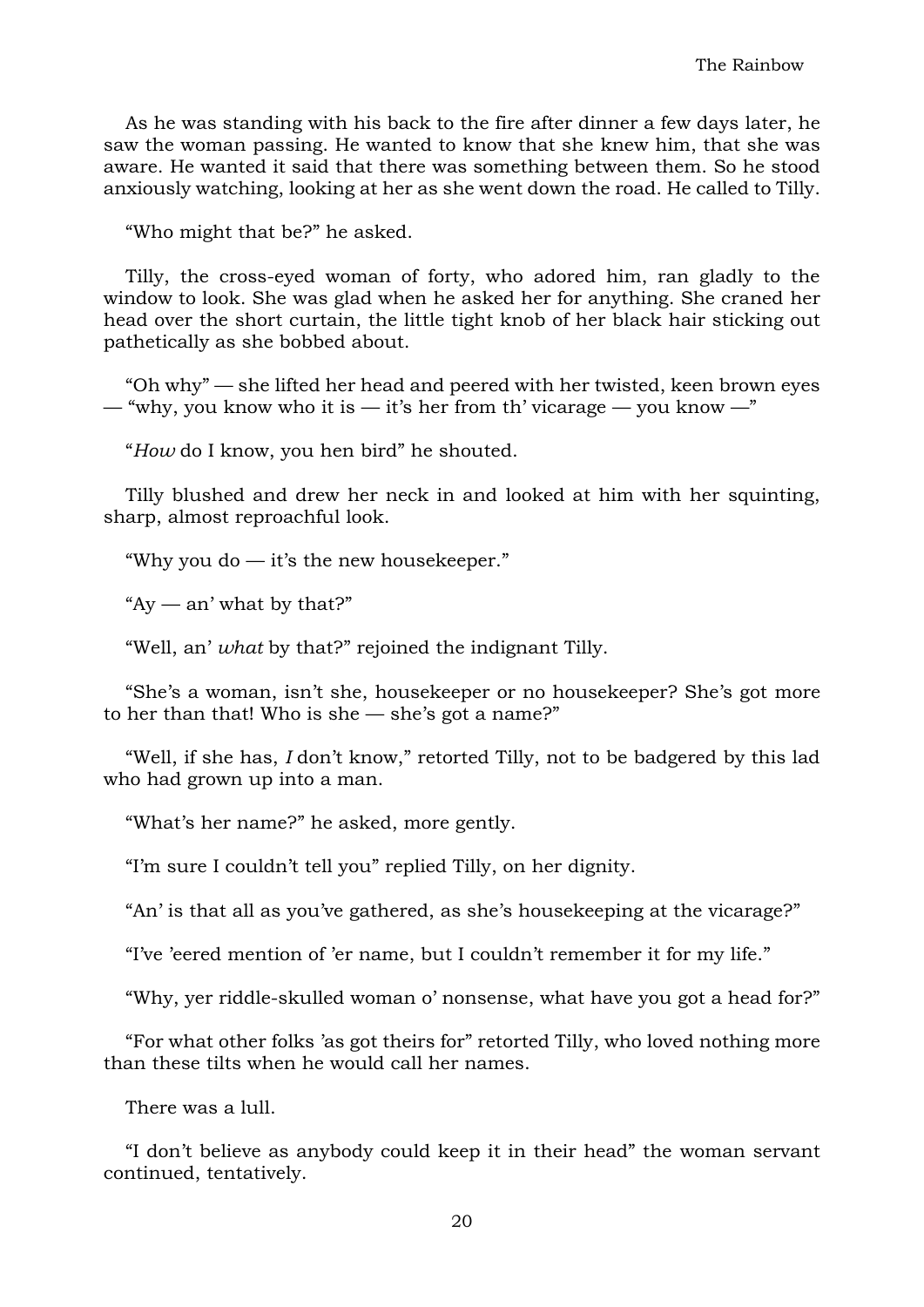As he was standing with his back to the fire after dinner a few days later, he saw the woman passing. He wanted to know that she knew him, that she was aware. He wanted it said that there was something between them. So he stood anxiously watching, looking at her as she went down the road. He called to Tilly.

"Who might that be?" he asked.

Tilly, the cross-eyed woman of forty, who adored him, ran gladly to the window to look. She was glad when he asked her for anything. She craned her head over the short curtain, the little tight knob of her black hair sticking out pathetically as she bobbed about.

"Oh why" — she lifted her head and peered with her twisted, keen brown eyes — "why, you know who it is — it's her from th' vicarage — you know —"

"*How* do I know, you hen bird" he shouted.

Tilly blushed and drew her neck in and looked at him with her squinting, sharp, almost reproachful look.

"Why you do — it's the new housekeeper."

"Ay — an' what by that?"

"Well, an' *what* by that?" rejoined the indignant Tilly.

"She's a woman, isn't she, housekeeper or no housekeeper? She's got more to her than that! Who is she — she's got a name?"

"Well, if she has, *I* don't know," retorted Tilly, not to be badgered by this lad who had grown up into a man.

"What's her name?" he asked, more gently.

"I'm sure I couldn't tell you" replied Tilly, on her dignity.

"An' is that all as you've gathered, as she's housekeeping at the vicarage?"

"I've 'eered mention of 'er name, but I couldn't remember it for my life."

"Why, yer riddle-skulled woman o' nonsense, what have you got a head for?"

"For what other folks 'as got theirs for" retorted Tilly, who loved nothing more than these tilts when he would call her names.

There was a lull.

"I don't believe as anybody could keep it in their head" the woman servant continued, tentatively.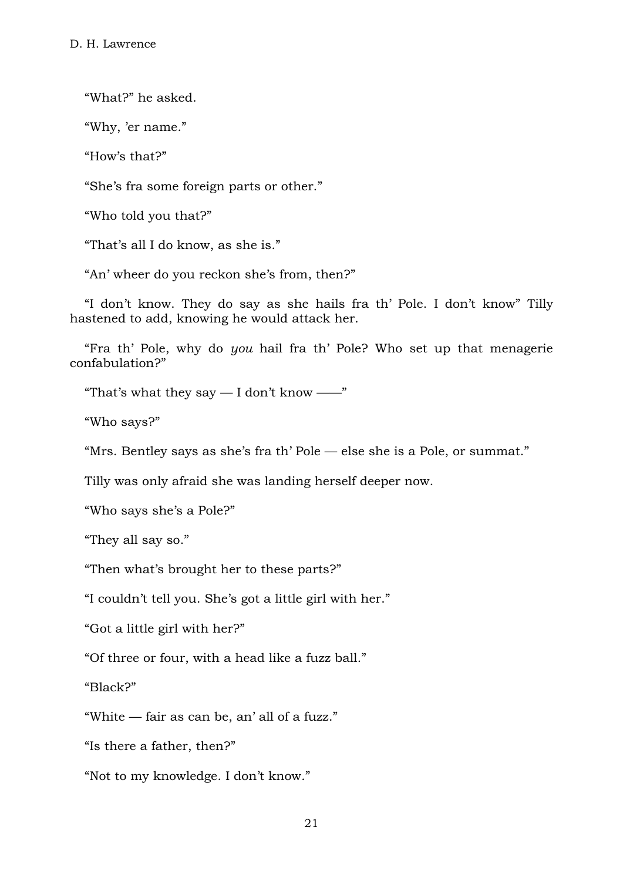"What?" he asked.

"Why, 'er name."

"How's that?"

"She's fra some foreign parts or other."

"Who told you that?"

"That's all I do know, as she is."

"An' wheer do you reckon she's from, then?"

"I don't know. They do say as she hails fra th' Pole. I don't know" Tilly hastened to add, knowing he would attack her.

"Fra th' Pole, why do *you* hail fra th' Pole? Who set up that menagerie confabulation?"

"That's what they say — I don't know ——"

"Who says?"

"Mrs. Bentley says as she's fra th' Pole — else she is a Pole, or summat."

Tilly was only afraid she was landing herself deeper now.

"Who says she's a Pole?"

"They all say so."

"Then what's brought her to these parts?"

"I couldn't tell you. She's got a little girl with her."

"Got a little girl with her?"

"Of three or four, with a head like a fuzz ball."

"Black?"

"White — fair as can be, an' all of a fuzz."

"Is there a father, then?"

"Not to my knowledge. I don't know."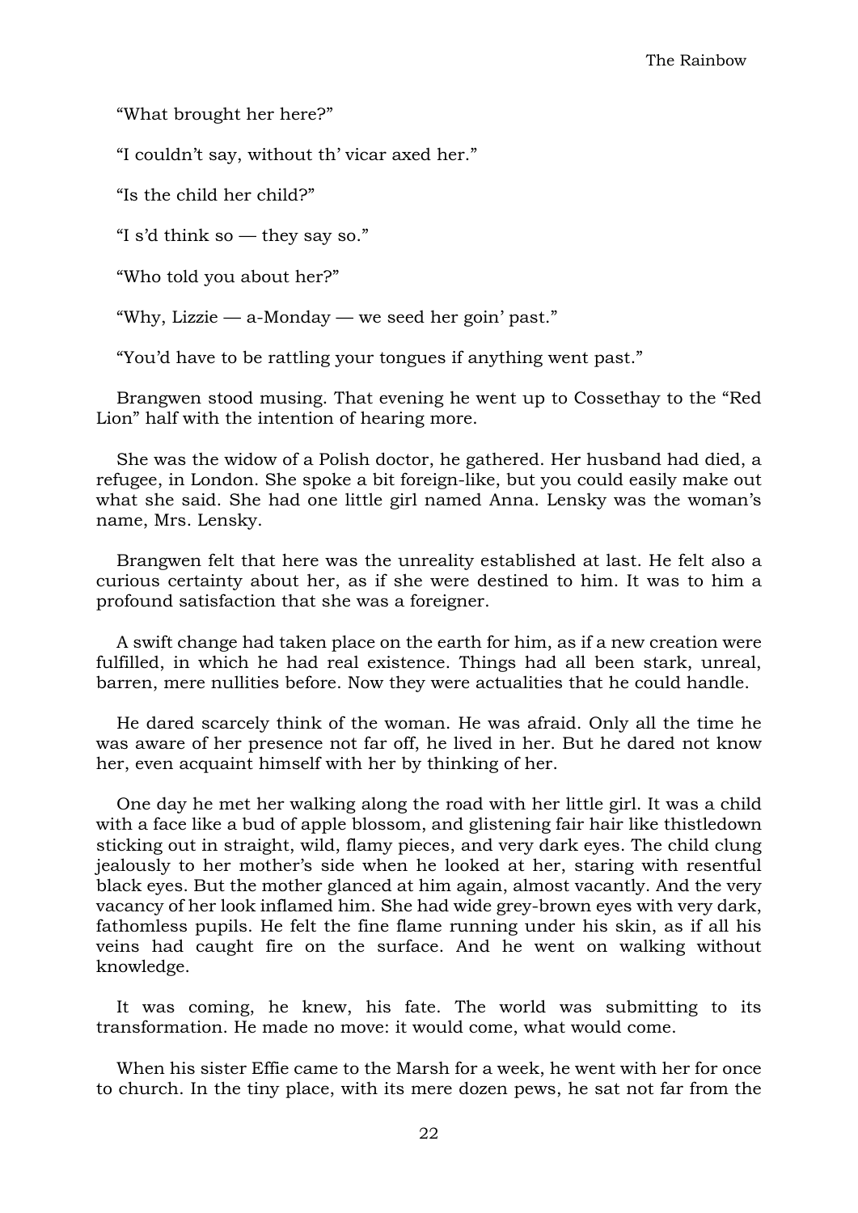"What brought her here?"

"I couldn't say, without th' vicar axed her."

"Is the child her child?"

"I s'd think so — they say so."

"Who told you about her?"

"Why, Lizzie — a-Monday — we seed her goin' past."

"You'd have to be rattling your tongues if anything went past."

Brangwen stood musing. That evening he went up to Cossethay to the "Red Lion" half with the intention of hearing more.

She was the widow of a Polish doctor, he gathered. Her husband had died, a refugee, in London. She spoke a bit foreign-like, but you could easily make out what she said. She had one little girl named Anna. Lensky was the woman's name, Mrs. Lensky.

Brangwen felt that here was the unreality established at last. He felt also a curious certainty about her, as if she were destined to him. It was to him a profound satisfaction that she was a foreigner.

A swift change had taken place on the earth for him, as if a new creation were fulfilled, in which he had real existence. Things had all been stark, unreal, barren, mere nullities before. Now they were actualities that he could handle.

He dared scarcely think of the woman. He was afraid. Only all the time he was aware of her presence not far off, he lived in her. But he dared not know her, even acquaint himself with her by thinking of her.

One day he met her walking along the road with her little girl. It was a child with a face like a bud of apple blossom, and glistening fair hair like thistledown sticking out in straight, wild, flamy pieces, and very dark eyes. The child clung jealously to her mother's side when he looked at her, staring with resentful black eyes. But the mother glanced at him again, almost vacantly. And the very vacancy of her look inflamed him. She had wide grey-brown eyes with very dark, fathomless pupils. He felt the fine flame running under his skin, as if all his veins had caught fire on the surface. And he went on walking without knowledge.

It was coming, he knew, his fate. The world was submitting to its transformation. He made no move: it would come, what would come.

When his sister Effie came to the Marsh for a week, he went with her for once to church. In the tiny place, with its mere dozen pews, he sat not far from the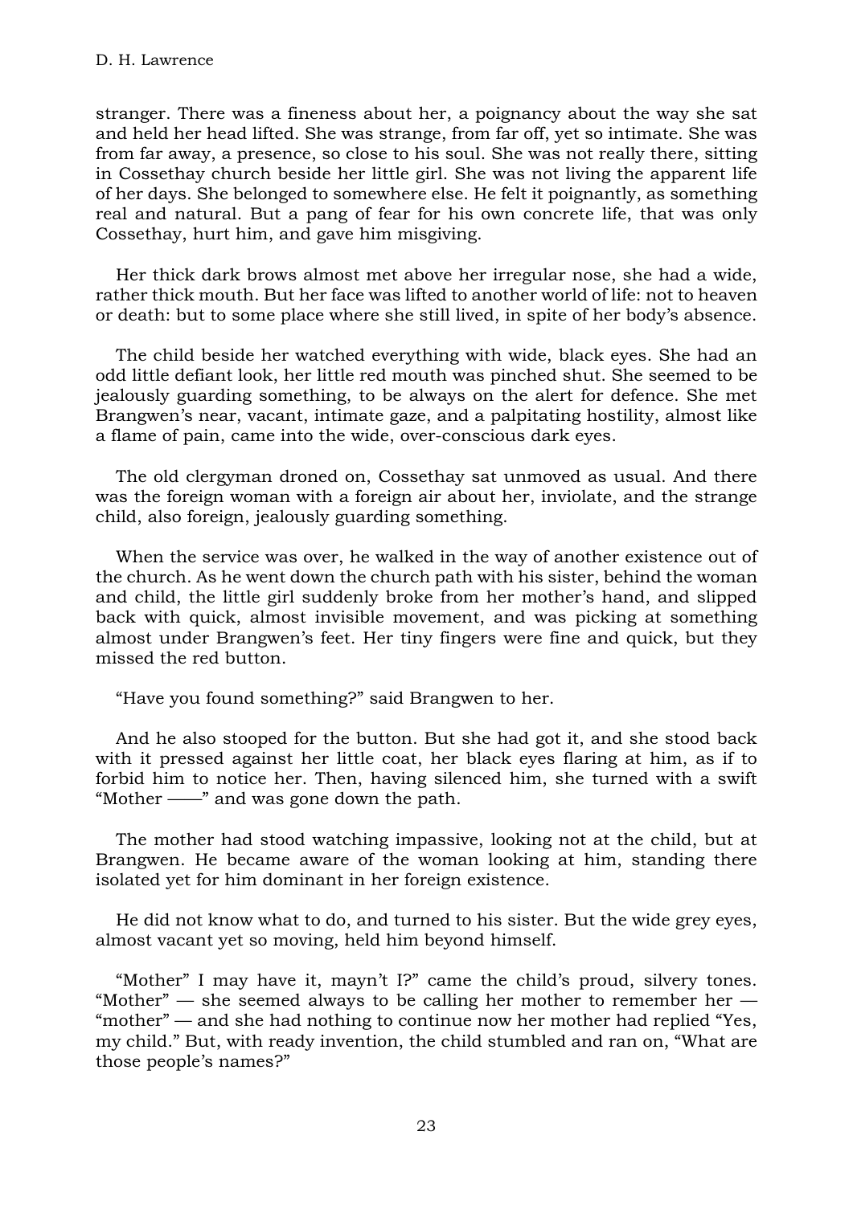stranger. There was a fineness about her, a poignancy about the way she sat and held her head lifted. She was strange, from far off, yet so intimate. She was from far away, a presence, so close to his soul. She was not really there, sitting in Cossethay church beside her little girl. She was not living the apparent life of her days. She belonged to somewhere else. He felt it poignantly, as something real and natural. But a pang of fear for his own concrete life, that was only Cossethay, hurt him, and gave him misgiving.

Her thick dark brows almost met above her irregular nose, she had a wide, rather thick mouth. But her face was lifted to another world of life: not to heaven or death: but to some place where she still lived, in spite of her body's absence.

The child beside her watched everything with wide, black eyes. She had an odd little defiant look, her little red mouth was pinched shut. She seemed to be jealously guarding something, to be always on the alert for defence. She met Brangwen's near, vacant, intimate gaze, and a palpitating hostility, almost like a flame of pain, came into the wide, over-conscious dark eyes.

The old clergyman droned on, Cossethay sat unmoved as usual. And there was the foreign woman with a foreign air about her, inviolate, and the strange child, also foreign, jealously guarding something.

When the service was over, he walked in the way of another existence out of the church. As he went down the church path with his sister, behind the woman and child, the little girl suddenly broke from her mother's hand, and slipped back with quick, almost invisible movement, and was picking at something almost under Brangwen's feet. Her tiny fingers were fine and quick, but they missed the red button.

"Have you found something?" said Brangwen to her.

And he also stooped for the button. But she had got it, and she stood back with it pressed against her little coat, her black eyes flaring at him, as if to forbid him to notice her. Then, having silenced him, she turned with a swift "Mother ——" and was gone down the path.

The mother had stood watching impassive, looking not at the child, but at Brangwen. He became aware of the woman looking at him, standing there isolated yet for him dominant in her foreign existence.

He did not know what to do, and turned to his sister. But the wide grey eyes, almost vacant yet so moving, held him beyond himself.

"Mother" I may have it, mayn't I?" came the child's proud, silvery tones. "Mother" — she seemed always to be calling her mother to remember her — "mother" — and she had nothing to continue now her mother had replied "Yes, my child." But, with ready invention, the child stumbled and ran on, "What are those people's names?"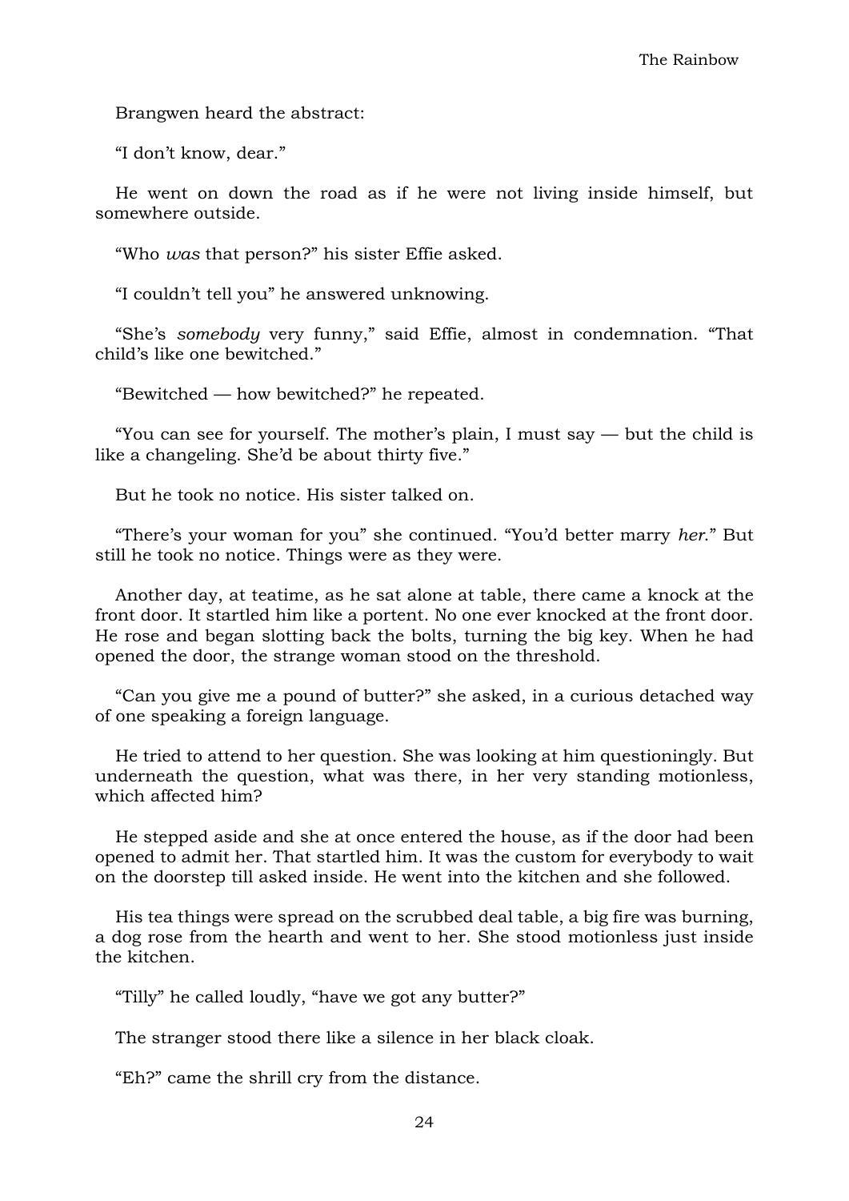Brangwen heard the abstract:

"I don't know, dear."

He went on down the road as if he were not living inside himself, but somewhere outside.

"Who *was* that person?" his sister Effie asked.

"I couldn't tell you" he answered unknowing.

"She's *somebody* very funny," said Effie, almost in condemnation. "That child's like one bewitched."

"Bewitched — how bewitched?" he repeated.

"You can see for yourself. The mother's plain, I must say — but the child is like a changeling. She'd be about thirty five."

But he took no notice. His sister talked on.

"There's your woman for you" she continued. "You'd better marry *her*." But still he took no notice. Things were as they were.

Another day, at teatime, as he sat alone at table, there came a knock at the front door. It startled him like a portent. No one ever knocked at the front door. He rose and began slotting back the bolts, turning the big key. When he had opened the door, the strange woman stood on the threshold.

"Can you give me a pound of butter?" she asked, in a curious detached way of one speaking a foreign language.

He tried to attend to her question. She was looking at him questioningly. But underneath the question, what was there, in her very standing motionless, which affected him?

He stepped aside and she at once entered the house, as if the door had been opened to admit her. That startled him. It was the custom for everybody to wait on the doorstep till asked inside. He went into the kitchen and she followed.

His tea things were spread on the scrubbed deal table, a big fire was burning, a dog rose from the hearth and went to her. She stood motionless just inside the kitchen.

"Tilly" he called loudly, "have we got any butter?"

The stranger stood there like a silence in her black cloak.

"Eh?" came the shrill cry from the distance.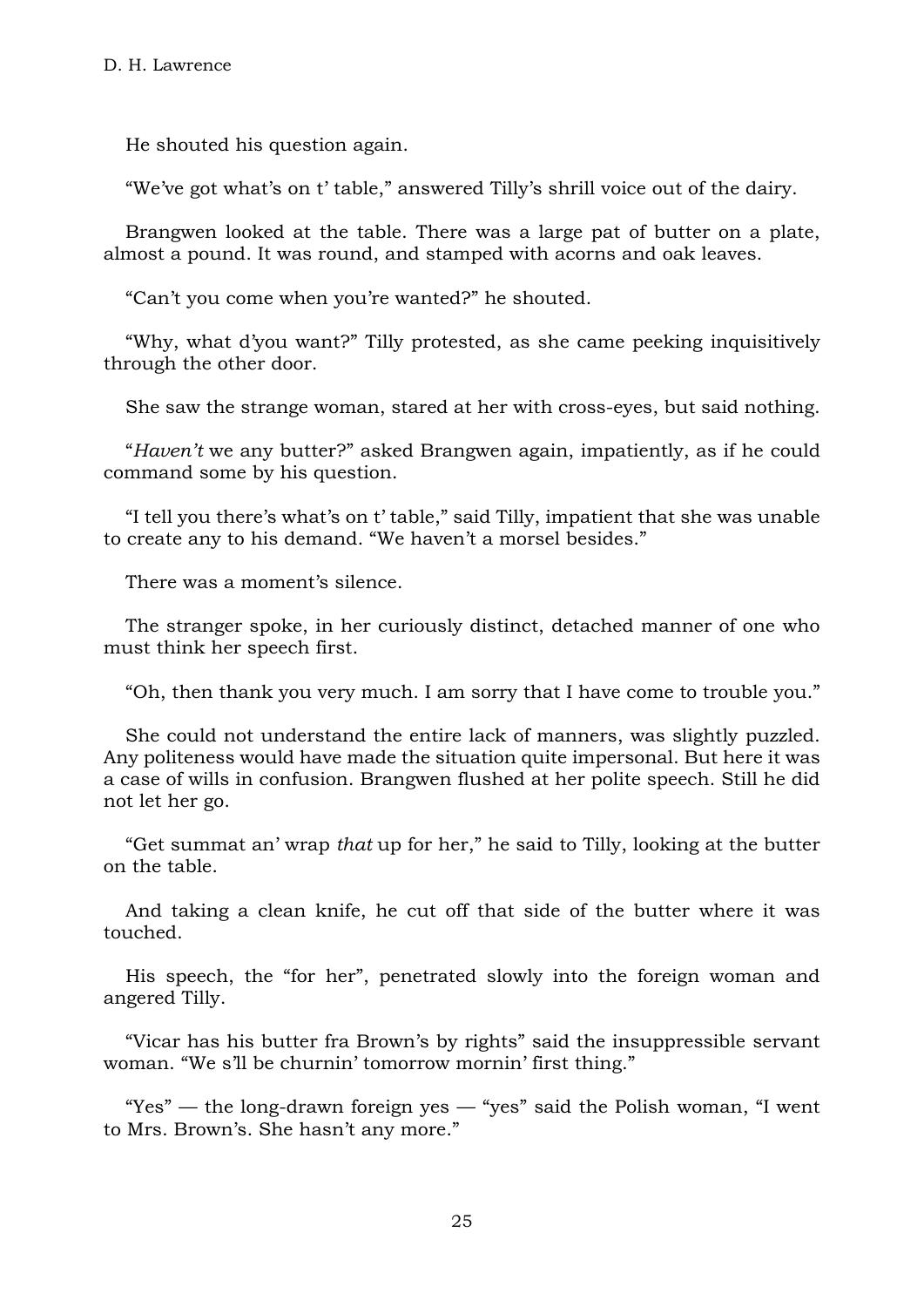He shouted his question again.

"We've got what's on t' table," answered Tilly's shrill voice out of the dairy.

Brangwen looked at the table. There was a large pat of butter on a plate, almost a pound. It was round, and stamped with acorns and oak leaves.

"Can't you come when you're wanted?" he shouted.

"Why, what d'you want?" Tilly protested, as she came peeking inquisitively through the other door.

She saw the strange woman, stared at her with cross-eyes, but said nothing.

"*Haven't* we any butter?" asked Brangwen again, impatiently, as if he could command some by his question.

"I tell you there's what's on t' table," said Tilly, impatient that she was unable to create any to his demand. "We haven't a morsel besides."

There was a moment's silence.

The stranger spoke, in her curiously distinct, detached manner of one who must think her speech first.

"Oh, then thank you very much. I am sorry that I have come to trouble you."

She could not understand the entire lack of manners, was slightly puzzled. Any politeness would have made the situation quite impersonal. But here it was a case of wills in confusion. Brangwen flushed at her polite speech. Still he did not let her go.

"Get summat an' wrap *that* up for her," he said to Tilly, looking at the butter on the table.

And taking a clean knife, he cut off that side of the butter where it was touched.

His speech, the "for her", penetrated slowly into the foreign woman and angered Tilly.

"Vicar has his butter fra Brown's by rights" said the insuppressible servant woman. "We s'll be churnin' tomorrow mornin' first thing."

"Yes" — the long-drawn foreign yes — "yes" said the Polish woman, "I went to Mrs. Brown's. She hasn't any more."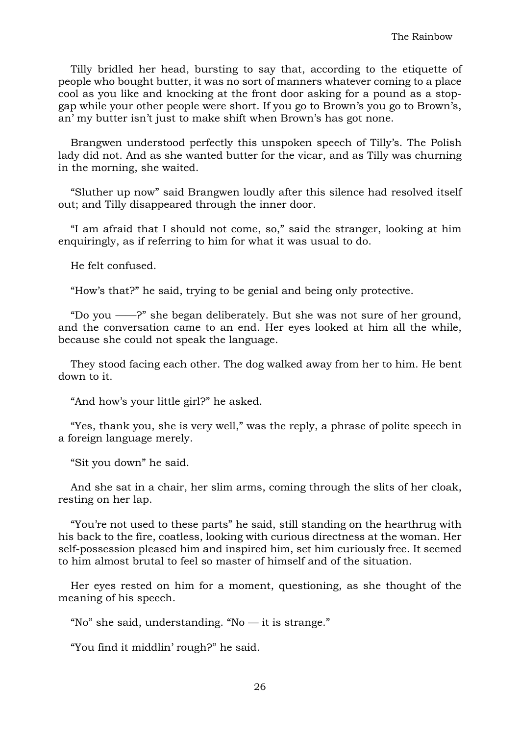Tilly bridled her head, bursting to say that, according to the etiquette of people who bought butter, it was no sort of manners whatever coming to a place cool as you like and knocking at the front door asking for a pound as a stop-gap while your other people were short. If you go to Brown's you go to Brown's, an' my butter isn't just to make shift when Brown's has got none.

Brangwen understood perfectly this unspoken speech of Tilly's. The Polish lady did not. And as she wanted butter for the vicar, and as Tilly was churning in the morning, she waited.

"Sluther up now" said Brangwen loudly after this silence had resolved itself out; and Tilly disappeared through the inner door.

"I am afraid that I should not come, so," said the stranger, looking at him enquiringly, as if referring to him for what it was usual to do.

He felt confused.

"How's that?" he said, trying to be genial and being only protective.

"Do you ——?" she began deliberately. But she was not sure of her ground, and the conversation came to an end. Her eyes looked at him all the while, because she could not speak the language.

They stood facing each other. The dog walked away from her to him. He bent down to it.

"And how's your little girl?" he asked.

"Yes, thank you, she is very well," was the reply, a phrase of polite speech in a foreign language merely.

"Sit you down" he said.

And she sat in a chair, her slim arms, coming through the slits of her cloak, resting on her lap.

"You're not used to these parts" he said, still standing on the hearthrug with his back to the fire, coatless, looking with curious directness at the woman. Her self-possession pleased him and inspired him, set him curiously free. It seemed to him almost brutal to feel so master of himself and of the situation.

Her eyes rested on him for a moment, questioning, as she thought of the meaning of his speech.

"No" she said, understanding. "No — it is strange."

"You find it middlin' rough?" he said.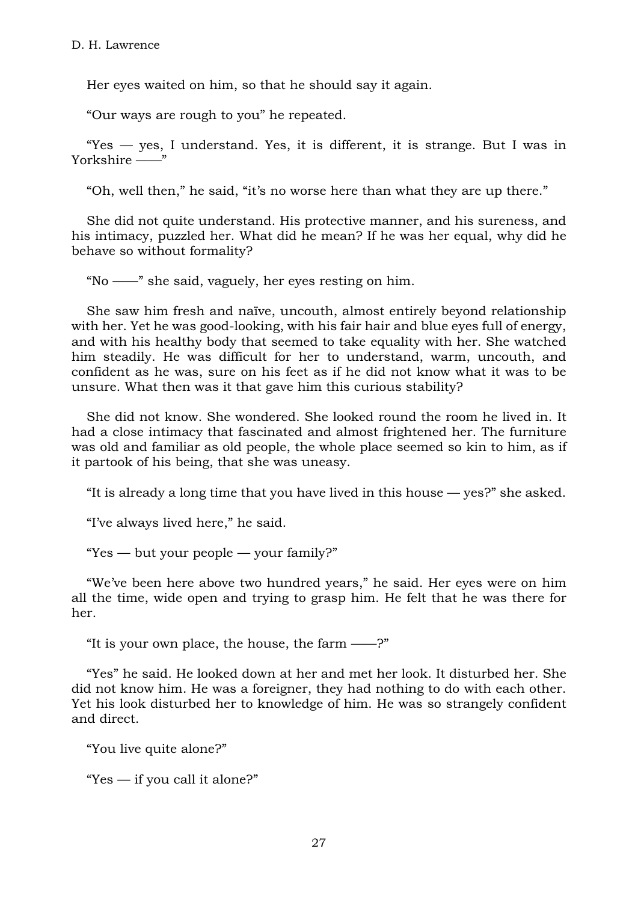Her eyes waited on him, so that he should say it again.

"Our ways are rough to you" he repeated.

"Yes — yes, I understand. Yes, it is different, it is strange. But I was in Yorkshire ——"

"Oh, well then," he said, "it's no worse here than what they are up there."

She did not quite understand. His protective manner, and his sureness, and his intimacy, puzzled her. What did he mean? If he was her equal, why did he behave so without formality?

"No ——" she said, vaguely, her eyes resting on him.

She saw him fresh and naïve, uncouth, almost entirely beyond relationship with her. Yet he was good-looking, with his fair hair and blue eyes full of energy, and with his healthy body that seemed to take equality with her. She watched him steadily. He was difficult for her to understand, warm, uncouth, and confident as he was, sure on his feet as if he did not know what it was to be unsure. What then was it that gave him this curious stability?

She did not know. She wondered. She looked round the room he lived in. It had a close intimacy that fascinated and almost frightened her. The furniture was old and familiar as old people, the whole place seemed so kin to him, as if it partook of his being, that she was uneasy.

"It is already a long time that you have lived in this house — yes?" she asked.

"I've always lived here," he said.

"Yes — but your people — your family?"

"We've been here above two hundred years," he said. Her eyes were on him all the time, wide open and trying to grasp him. He felt that he was there for her.

"It is your own place, the house, the farm ——?"

"Yes" he said. He looked down at her and met her look. It disturbed her. She did not know him. He was a foreigner, they had nothing to do with each other. Yet his look disturbed her to knowledge of him. He was so strangely confident and direct.

"You live quite alone?"

"Yes — if you call it alone?"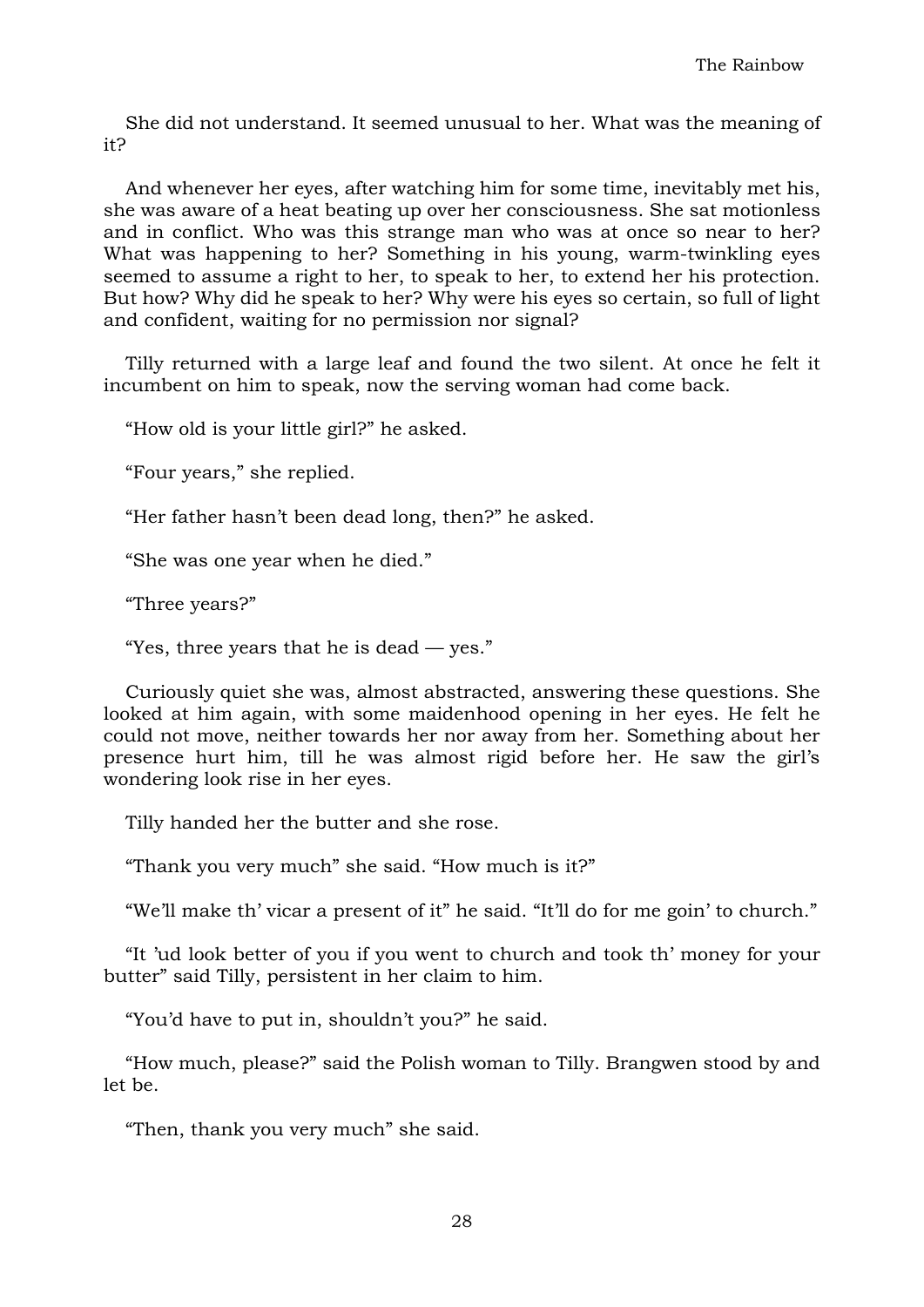She did not understand. It seemed unusual to her. What was the meaning of it?

And whenever her eyes, after watching him for some time, inevitably met his, she was aware of a heat beating up over her consciousness. She sat motionless and in conflict. Who was this strange man who was at once so near to her? What was happening to her? Something in his young, warm-twinkling eyes seemed to assume a right to her, to speak to her, to extend her his protection. But how? Why did he speak to her? Why were his eyes so certain, so full of light and confident, waiting for no permission nor signal?

Tilly returned with a large leaf and found the two silent. At once he felt it incumbent on him to speak, now the serving woman had come back.

"How old is your little girl?" he asked.

"Four years," she replied.

"Her father hasn't been dead long, then?" he asked.

"She was one year when he died."

"Three years?"

"Yes, three years that he is dead — yes."

Curiously quiet she was, almost abstracted, answering these questions. She looked at him again, with some maidenhood opening in her eyes. He felt he could not move, neither towards her nor away from her. Something about her presence hurt him, till he was almost rigid before her. He saw the girl's wondering look rise in her eyes.

Tilly handed her the butter and she rose.

"Thank you very much" she said. "How much is it?"

"We'll make th' vicar a present of it" he said. "It'll do for me goin' to church."

"It 'ud look better of you if you went to church and took th' money for your butter" said Tilly, persistent in her claim to him.

"You'd have to put in, shouldn't you?" he said.

"How much, please?" said the Polish woman to Tilly. Brangwen stood by and let be.

"Then, thank you very much" she said.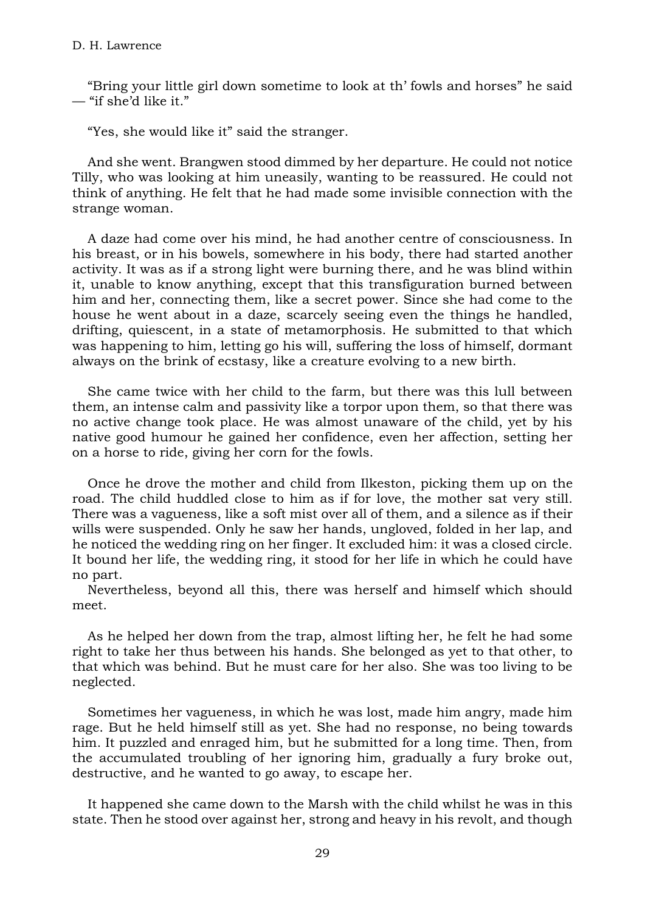"Bring your little girl down sometime to look at th' fowls and horses" he said — "if she'd like it."

"Yes, she would like it" said the stranger.

And she went. Brangwen stood dimmed by her departure. He could not notice Tilly, who was looking at him uneasily, wanting to be reassured. He could not think of anything. He felt that he had made some invisible connection with the strange woman.

A daze had come over his mind, he had another centre of consciousness. In his breast, or in his bowels, somewhere in his body, there had started another activity. It was as if a strong light were burning there, and he was blind within it, unable to know anything, except that this transfiguration burned between him and her, connecting them, like a secret power. Since she had come to the house he went about in a daze, scarcely seeing even the things he handled, drifting, quiescent, in a state of metamorphosis. He submitted to that which was happening to him, letting go his will, suffering the loss of himself, dormant always on the brink of ecstasy, like a creature evolving to a new birth.

She came twice with her child to the farm, but there was this lull between them, an intense calm and passivity like a torpor upon them, so that there was no active change took place. He was almost unaware of the child, yet by his native good humour he gained her confidence, even her affection, setting her on a horse to ride, giving her corn for the fowls.

Once he drove the mother and child from Ilkeston, picking them up on the road. The child huddled close to him as if for love, the mother sat very still. There was a vagueness, like a soft mist over all of them, and a silence as if their wills were suspended. Only he saw her hands, ungloved, folded in her lap, and he noticed the wedding ring on her finger. It excluded him: it was a closed circle. It bound her life, the wedding ring, it stood for her life in which he could have no part.

Nevertheless, beyond all this, there was herself and himself which should meet.

As he helped her down from the trap, almost lifting her, he felt he had some right to take her thus between his hands. She belonged as yet to that other, to that which was behind. But he must care for her also. She was too living to be neglected.

Sometimes her vagueness, in which he was lost, made him angry, made him rage. But he held himself still as yet. She had no response, no being towards him. It puzzled and enraged him, but he submitted for a long time. Then, from the accumulated troubling of her ignoring him, gradually a fury broke out, destructive, and he wanted to go away, to escape her.

It happened she came down to the Marsh with the child whilst he was in this state. Then he stood over against her, strong and heavy in his revolt, and though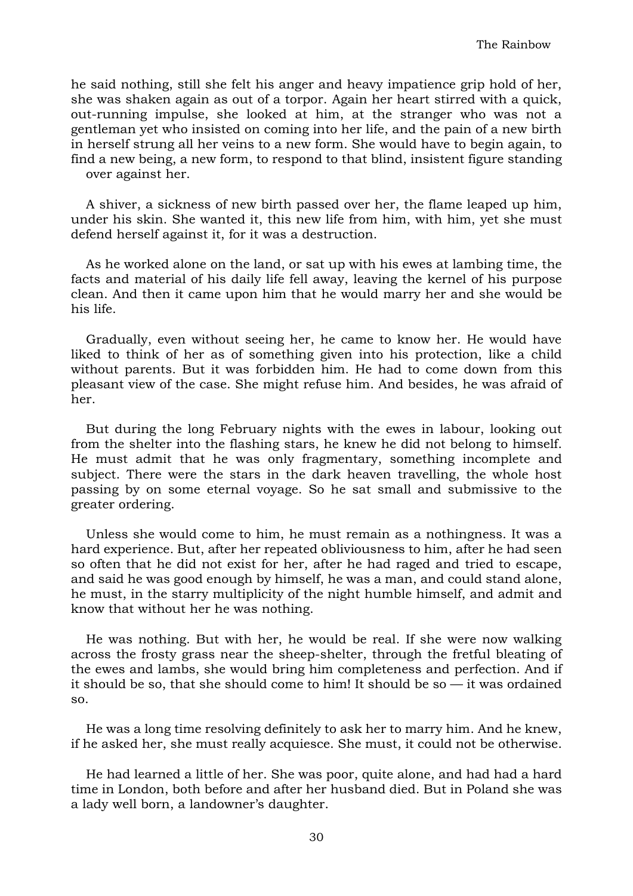he said nothing, still she felt his anger and heavy impatience grip hold of her, she was shaken again as out of a torpor. Again her heart stirred with a quick, out-running impulse, she looked at him, at the stranger who was not a gentleman yet who insisted on coming into her life, and the pain of a new birth in herself strung all her veins to a new form. She would have to begin again, to find a new being, a new form, to respond to that blind, insistent figure standing over against her.

A shiver, a sickness of new birth passed over her, the flame leaped up him, under his skin. She wanted it, this new life from him, with him, yet she must defend herself against it, for it was a destruction.

As he worked alone on the land, or sat up with his ewes at lambing time, the facts and material of his daily life fell away, leaving the kernel of his purpose clean. And then it came upon him that he would marry her and she would be his life.

Gradually, even without seeing her, he came to know her. He would have liked to think of her as of something given into his protection, like a child without parents. But it was forbidden him. He had to come down from this pleasant view of the case. She might refuse him. And besides, he was afraid of her.

But during the long February nights with the ewes in labour, looking out from the shelter into the flashing stars, he knew he did not belong to himself. He must admit that he was only fragmentary, something incomplete and subject. There were the stars in the dark heaven travelling, the whole host passing by on some eternal voyage. So he sat small and submissive to the greater ordering.

Unless she would come to him, he must remain as a nothingness. It was a hard experience. But, after her repeated obliviousness to him, after he had seen so often that he did not exist for her, after he had raged and tried to escape, and said he was good enough by himself, he was a man, and could stand alone, he must, in the starry multiplicity of the night humble himself, and admit and know that without her he was nothing.

He was nothing. But with her, he would be real. If she were now walking across the frosty grass near the sheep-shelter, through the fretful bleating of the ewes and lambs, she would bring him completeness and perfection. And if it should be so, that she should come to him! It should be so — it was ordained so.

He was a long time resolving definitely to ask her to marry him. And he knew, if he asked her, she must really acquiesce. She must, it could not be otherwise.

He had learned a little of her. She was poor, quite alone, and had had a hard time in London, both before and after her husband died. But in Poland she was a lady well born, a landowner's daughter.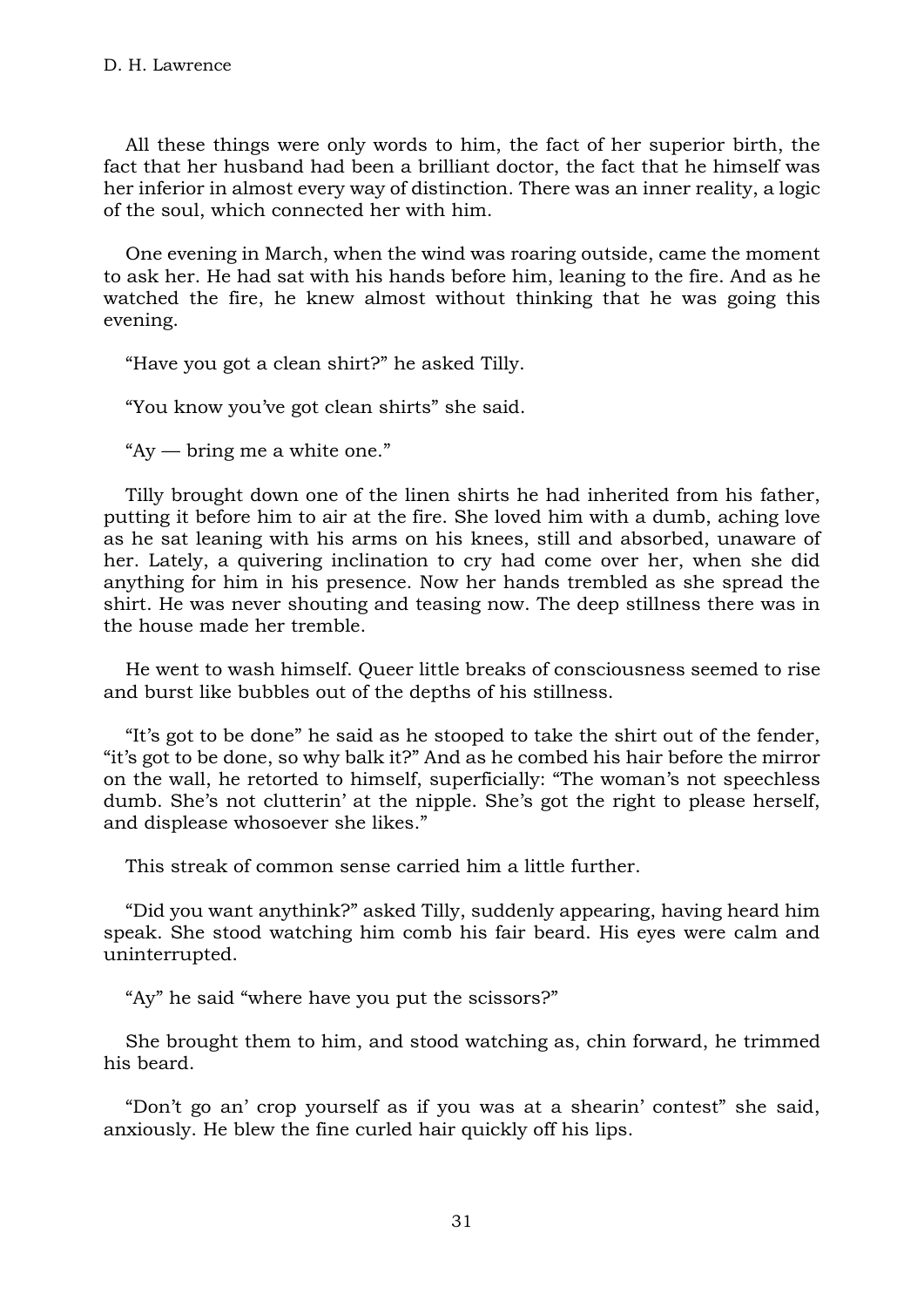All these things were only words to him, the fact of her superior birth, the fact that her husband had been a brilliant doctor, the fact that he himself was her inferior in almost every way of distinction. There was an inner reality, a logic of the soul, which connected her with him.

One evening in March, when the wind was roaring outside, came the moment to ask her. He had sat with his hands before him, leaning to the fire. And as he watched the fire, he knew almost without thinking that he was going this evening.

"Have you got a clean shirt?" he asked Tilly.

"You know you've got clean shirts" she said.

"Ay — bring me a white one."

Tilly brought down one of the linen shirts he had inherited from his father, putting it before him to air at the fire. She loved him with a dumb, aching love as he sat leaning with his arms on his knees, still and absorbed, unaware of her. Lately, a quivering inclination to cry had come over her, when she did anything for him in his presence. Now her hands trembled as she spread the shirt. He was never shouting and teasing now. The deep stillness there was in the house made her tremble.

He went to wash himself. Queer little breaks of consciousness seemed to rise and burst like bubbles out of the depths of his stillness.

"It's got to be done" he said as he stooped to take the shirt out of the fender, "it's got to be done, so why balk it?" And as he combed his hair before the mirror on the wall, he retorted to himself, superficially: "The woman's not speechless dumb. She's not clutterin' at the nipple. She's got the right to please herself, and displease whosoever she likes."

This streak of common sense carried him a little further.

"Did you want anythink?" asked Tilly, suddenly appearing, having heard him speak. She stood watching him comb his fair beard. His eyes were calm and uninterrupted.

"Ay" he said "where have you put the scissors?"

She brought them to him, and stood watching as, chin forward, he trimmed his beard.

"Don't go an' crop yourself as if you was at a shearin' contest" she said, anxiously. He blew the fine curled hair quickly off his lips.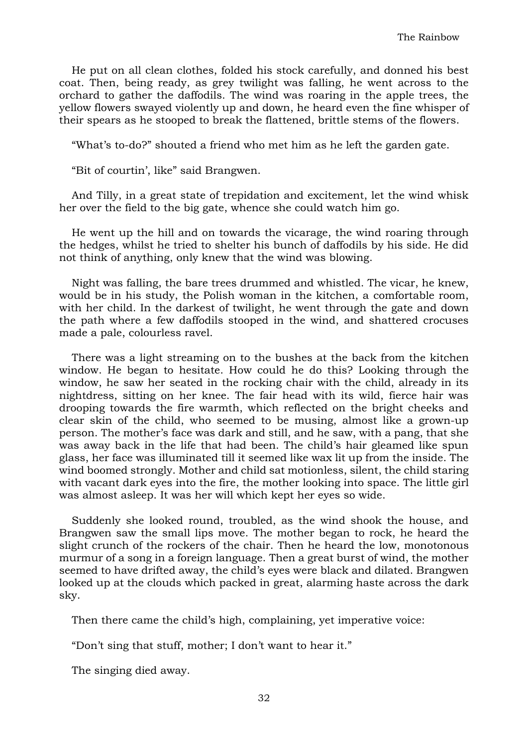He put on all clean clothes, folded his stock carefully, and donned his best coat. Then, being ready, as grey twilight was falling, he went across to the orchard to gather the daffodils. The wind was roaring in the apple trees, the yellow flowers swayed violently up and down, he heard even the fine whisper of their spears as he stooped to break the flattened, brittle stems of the flowers.

"What's to-do?" shouted a friend who met him as he left the garden gate.

"Bit of courtin', like" said Brangwen.

And Tilly, in a great state of trepidation and excitement, let the wind whisk her over the field to the big gate, whence she could watch him go.

He went up the hill and on towards the vicarage, the wind roaring through the hedges, whilst he tried to shelter his bunch of daffodils by his side. He did not think of anything, only knew that the wind was blowing.

Night was falling, the bare trees drummed and whistled. The vicar, he knew, would be in his study, the Polish woman in the kitchen, a comfortable room, with her child. In the darkest of twilight, he went through the gate and down the path where a few daffodils stooped in the wind, and shattered crocuses made a pale, colourless ravel.

There was a light streaming on to the bushes at the back from the kitchen window. He began to hesitate. How could he do this? Looking through the window, he saw her seated in the rocking chair with the child, already in its nightdress, sitting on her knee. The fair head with its wild, fierce hair was drooping towards the fire warmth, which reflected on the bright cheeks and clear skin of the child, who seemed to be musing, almost like a grown-up person. The mother's face was dark and still, and he saw, with a pang, that she was away back in the life that had been. The child's hair gleamed like spun glass, her face was illuminated till it seemed like wax lit up from the inside. The wind boomed strongly. Mother and child sat motionless, silent, the child staring with vacant dark eyes into the fire, the mother looking into space. The little girl was almost asleep. It was her will which kept her eyes so wide.

Suddenly she looked round, troubled, as the wind shook the house, and Brangwen saw the small lips move. The mother began to rock, he heard the slight crunch of the rockers of the chair. Then he heard the low, monotonous murmur of a song in a foreign language. Then a great burst of wind, the mother seemed to have drifted away, the child's eyes were black and dilated. Brangwen looked up at the clouds which packed in great, alarming haste across the dark sky.

Then there came the child's high, complaining, yet imperative voice:

"Don't sing that stuff, mother; I don't want to hear it."

The singing died away.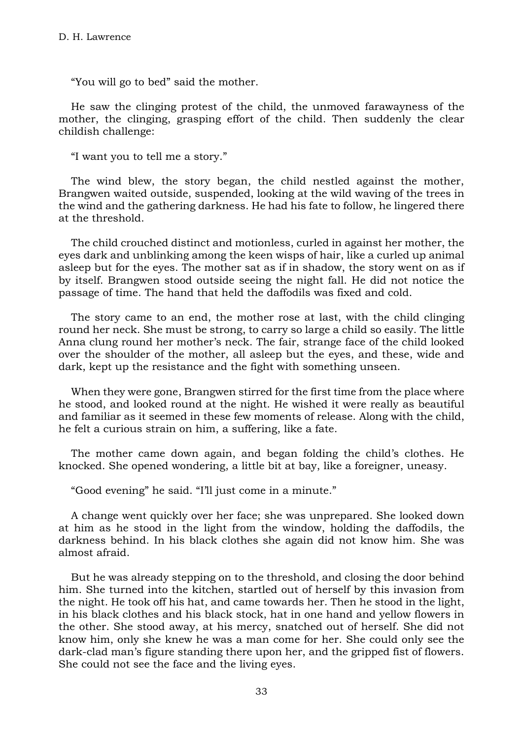"You will go to bed" said the mother.

He saw the clinging protest of the child, the unmoved farawayness of the mother, the clinging, grasping effort of the child. Then suddenly the clear childish challenge:

"I want you to tell me a story."

The wind blew, the story began, the child nestled against the mother, Brangwen waited outside, suspended, looking at the wild waving of the trees in the wind and the gathering darkness. He had his fate to follow, he lingered there at the threshold.

The child crouched distinct and motionless, curled in against her mother, the eyes dark and unblinking among the keen wisps of hair, like a curled up animal asleep but for the eyes. The mother sat as if in shadow, the story went on as if by itself. Brangwen stood outside seeing the night fall. He did not notice the passage of time. The hand that held the daffodils was fixed and cold.

The story came to an end, the mother rose at last, with the child clinging round her neck. She must be strong, to carry so large a child so easily. The little Anna clung round her mother's neck. The fair, strange face of the child looked over the shoulder of the mother, all asleep but the eyes, and these, wide and dark, kept up the resistance and the fight with something unseen.

When they were gone, Brangwen stirred for the first time from the place where he stood, and looked round at the night. He wished it were really as beautiful and familiar as it seemed in these few moments of release. Along with the child, he felt a curious strain on him, a suffering, like a fate.

The mother came down again, and began folding the child's clothes. He knocked. She opened wondering, a little bit at bay, like a foreigner, uneasy.

"Good evening" he said. "I'll just come in a minute."

A change went quickly over her face; she was unprepared. She looked down at him as he stood in the light from the window, holding the daffodils, the darkness behind. In his black clothes she again did not know him. She was almost afraid.

But he was already stepping on to the threshold, and closing the door behind him. She turned into the kitchen, startled out of herself by this invasion from the night. He took off his hat, and came towards her. Then he stood in the light, in his black clothes and his black stock, hat in one hand and yellow flowers in the other. She stood away, at his mercy, snatched out of herself. She did not know him, only she knew he was a man come for her. She could only see the dark-clad man's figure standing there upon her, and the gripped fist of flowers. She could not see the face and the living eyes.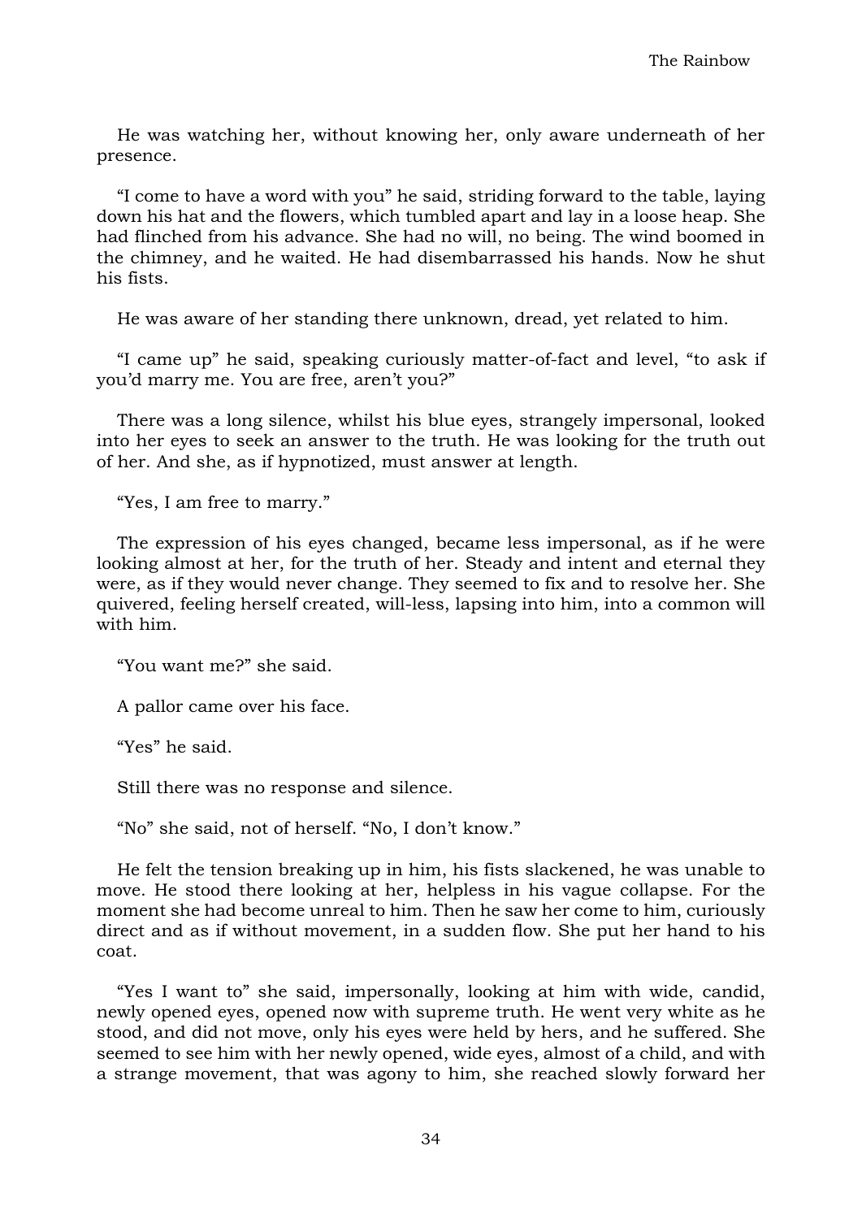He was watching her, without knowing her, only aware underneath of her presence.

"I come to have a word with you" he said, striding forward to the table, laying down his hat and the flowers, which tumbled apart and lay in a loose heap. She had flinched from his advance. She had no will, no being. The wind boomed in the chimney, and he waited. He had disembarrassed his hands. Now he shut his fists.

He was aware of her standing there unknown, dread, yet related to him.

"I came up" he said, speaking curiously matter-of-fact and level, "to ask if you'd marry me. You are free, aren't you?"

There was a long silence, whilst his blue eyes, strangely impersonal, looked into her eyes to seek an answer to the truth. He was looking for the truth out of her. And she, as if hypnotized, must answer at length.

"Yes, I am free to marry."

The expression of his eyes changed, became less impersonal, as if he were looking almost at her, for the truth of her. Steady and intent and eternal they were, as if they would never change. They seemed to fix and to resolve her. She quivered, feeling herself created, will-less, lapsing into him, into a common will with him.

"You want me?" she said.

A pallor came over his face.

"Yes" he said.

Still there was no response and silence.

"No" she said, not of herself. "No, I don't know."

He felt the tension breaking up in him, his fists slackened, he was unable to move. He stood there looking at her, helpless in his vague collapse. For the moment she had become unreal to him. Then he saw her come to him, curiously direct and as if without movement, in a sudden flow. She put her hand to his coat.

"Yes I want to" she said, impersonally, looking at him with wide, candid, newly opened eyes, opened now with supreme truth. He went very white as he stood, and did not move, only his eyes were held by hers, and he suffered. She seemed to see him with her newly opened, wide eyes, almost of a child, and with a strange movement, that was agony to him, she reached slowly forward her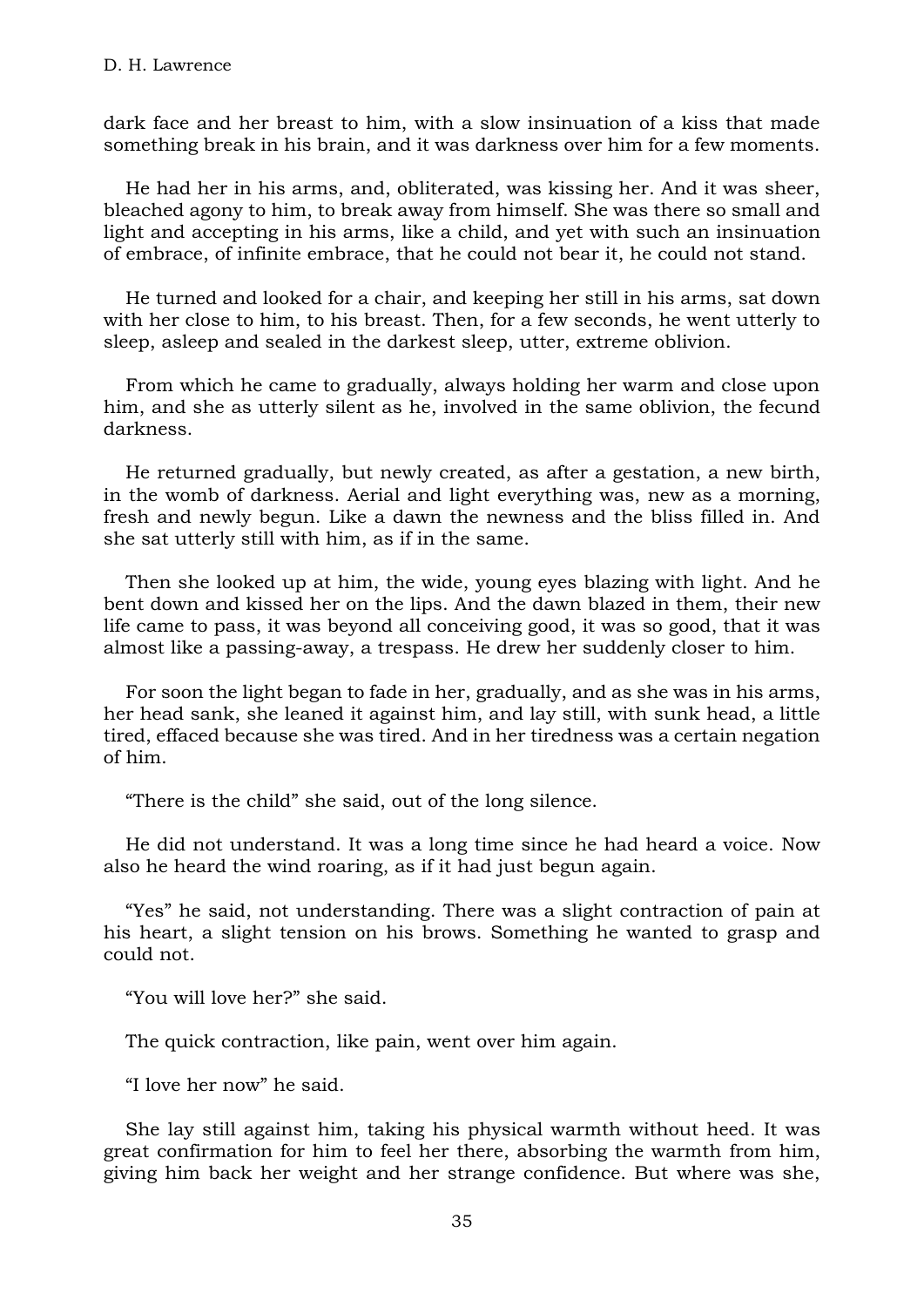dark face and her breast to him, with a slow insinuation of a kiss that made something break in his brain, and it was darkness over him for a few moments.

He had her in his arms, and, obliterated, was kissing her. And it was sheer, bleached agony to him, to break away from himself. She was there so small and light and accepting in his arms, like a child, and yet with such an insinuation of embrace, of infinite embrace, that he could not bear it, he could not stand.

He turned and looked for a chair, and keeping her still in his arms, sat down with her close to him, to his breast. Then, for a few seconds, he went utterly to sleep, asleep and sealed in the darkest sleep, utter, extreme oblivion.

From which he came to gradually, always holding her warm and close upon him, and she as utterly silent as he, involved in the same oblivion, the fecund darkness.

He returned gradually, but newly created, as after a gestation, a new birth, in the womb of darkness. Aerial and light everything was, new as a morning, fresh and newly begun. Like a dawn the newness and the bliss filled in. And she sat utterly still with him, as if in the same.

Then she looked up at him, the wide, young eyes blazing with light. And he bent down and kissed her on the lips. And the dawn blazed in them, their new life came to pass, it was beyond all conceiving good, it was so good, that it was almost like a passing-away, a trespass. He drew her suddenly closer to him.

For soon the light began to fade in her, gradually, and as she was in his arms, her head sank, she leaned it against him, and lay still, with sunk head, a little tired, effaced because she was tired. And in her tiredness was a certain negation of him.

"There is the child" she said, out of the long silence.

He did not understand. It was a long time since he had heard a voice. Now also he heard the wind roaring, as if it had just begun again.

"Yes" he said, not understanding. There was a slight contraction of pain at his heart, a slight tension on his brows. Something he wanted to grasp and could not.

"You will love her?" she said.

The quick contraction, like pain, went over him again.

"I love her now" he said.

She lay still against him, taking his physical warmth without heed. It was great confirmation for him to feel her there, absorbing the warmth from him, giving him back her weight and her strange confidence. But where was she,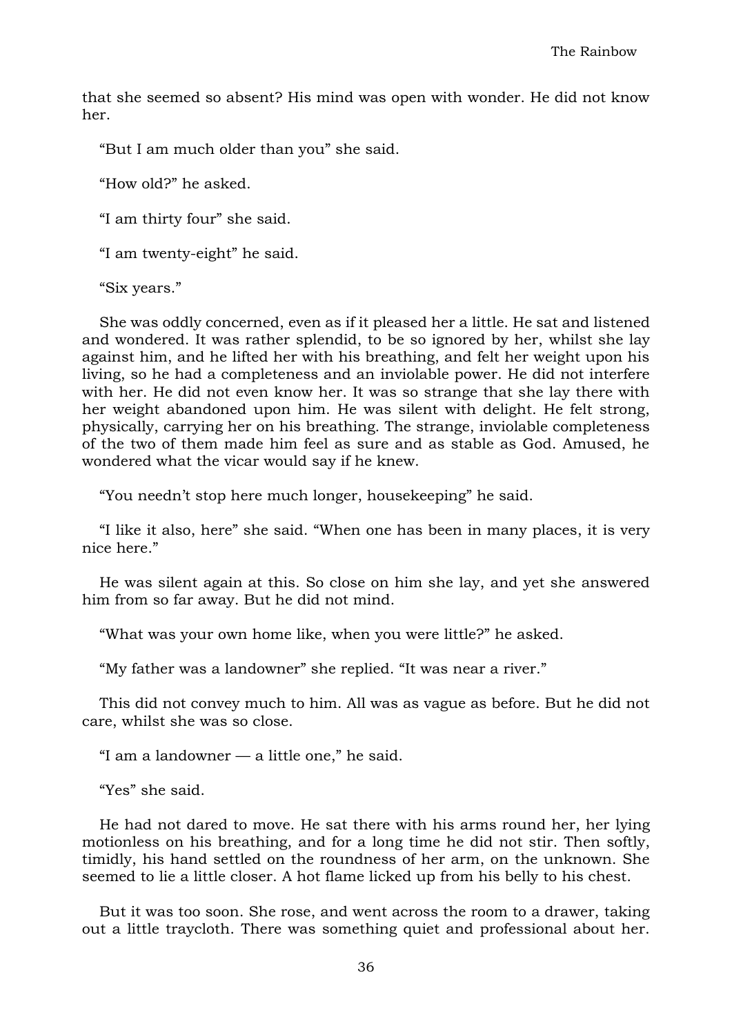that she seemed so absent? His mind was open with wonder. He did not know her.

“But I am much older than you” she said.

“How old?” he asked.

“I am thirty four” she said.

“I am twenty-eight” he said.

“Six years.”

She was oddly concerned, even as if it pleased her a little. He sat and listened and wondered. It was rather splendid, to be so ignored by her, whilst she lay against him, and he lifted her with his breathing, and felt her weight upon his living, so he had a completeness and an inviolable power. He did not interfere with her. He did not even know her. It was so strange that she lay there with her weight abandoned upon him. He was silent with delight. He felt strong, physically, carrying her on his breathing. The strange, inviolable completeness of the two of them made him feel as sure and as stable as God. Amused, he wondered what the vicar would say if he knew.

“You needn’t stop here much longer, housekeeping” he said.

“I like it also, here” she said. “When one has been in many places, it is very nice here.”

He was silent again at this. So close on him she lay, and yet she answered him from so far away. But he did not mind.

“What was your own home like, when you were little?” he asked.

“My father was a landowner” she replied. “It was near a river.”

This did not convey much to him. All was as vague as before. But he did not care, whilst she was so close.

“I am a landowner — a little one,” he said.

“Yes” she said.

He had not dared to move. He sat there with his arms round her, her lying motionless on his breathing, and for a long time he did not stir. Then softly, timidly, his hand settled on the roundness of her arm, on the unknown. She seemed to lie a little closer. A hot flame licked up from his belly to his chest.

But it was too soon. She rose, and went across the room to a drawer, taking out a little traycloth. There was something quiet and professional about her.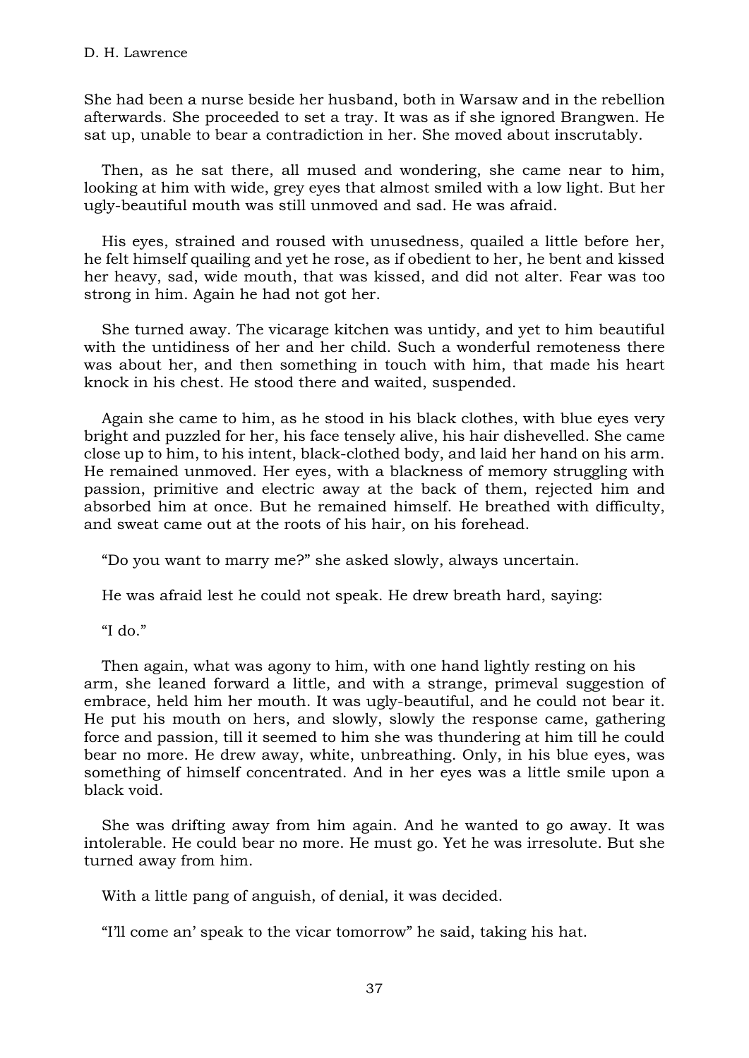She had been a nurse beside her husband, both in Warsaw and in the rebellion afterwards. She proceeded to set a tray. It was as if she ignored Brangwen. He sat up, unable to bear a contradiction in her. She moved about inscrutably.

Then, as he sat there, all mused and wondering, she came near to him, looking at him with wide, grey eyes that almost smiled with a low light. But her ugly-beautiful mouth was still unmoved and sad. He was afraid.

His eyes, strained and roused with unusedness, quailed a little before her, he felt himself quailing and yet he rose, as if obedient to her, he bent and kissed her heavy, sad, wide mouth, that was kissed, and did not alter. Fear was too strong in him. Again he had not got her.

She turned away. The vicarage kitchen was untidy, and yet to him beautiful with the untidiness of her and her child. Such a wonderful remoteness there was about her, and then something in touch with him, that made his heart knock in his chest. He stood there and waited, suspended.

Again she came to him, as he stood in his black clothes, with blue eyes very bright and puzzled for her, his face tensely alive, his hair dishevelled. She came close up to him, to his intent, black-clothed body, and laid her hand on his arm. He remained unmoved. Her eyes, with a blackness of memory struggling with passion, primitive and electric away at the back of them, rejected him and absorbed him at once. But he remained himself. He breathed with difficulty, and sweat came out at the roots of his hair, on his forehead.

"Do you want to marry me?" she asked slowly, always uncertain.

He was afraid lest he could not speak. He drew breath hard, saying:

"I do."

Then again, what was agony to him, with one hand lightly resting on his arm, she leaned forward a little, and with a strange, primeval suggestion of embrace, held him her mouth. It was ugly-beautiful, and he could not bear it. He put his mouth on hers, and slowly, slowly the response came, gathering force and passion, till it seemed to him she was thundering at him till he could bear no more. He drew away, white, unbreathing. Only, in his blue eyes, was something of himself concentrated. And in her eyes was a little smile upon a black void.

She was drifting away from him again. And he wanted to go away. It was intolerable. He could bear no more. He must go. Yet he was irresolute. But she turned away from him.

With a little pang of anguish, of denial, it was decided.

"I'll come an' speak to the vicar tomorrow" he said, taking his hat.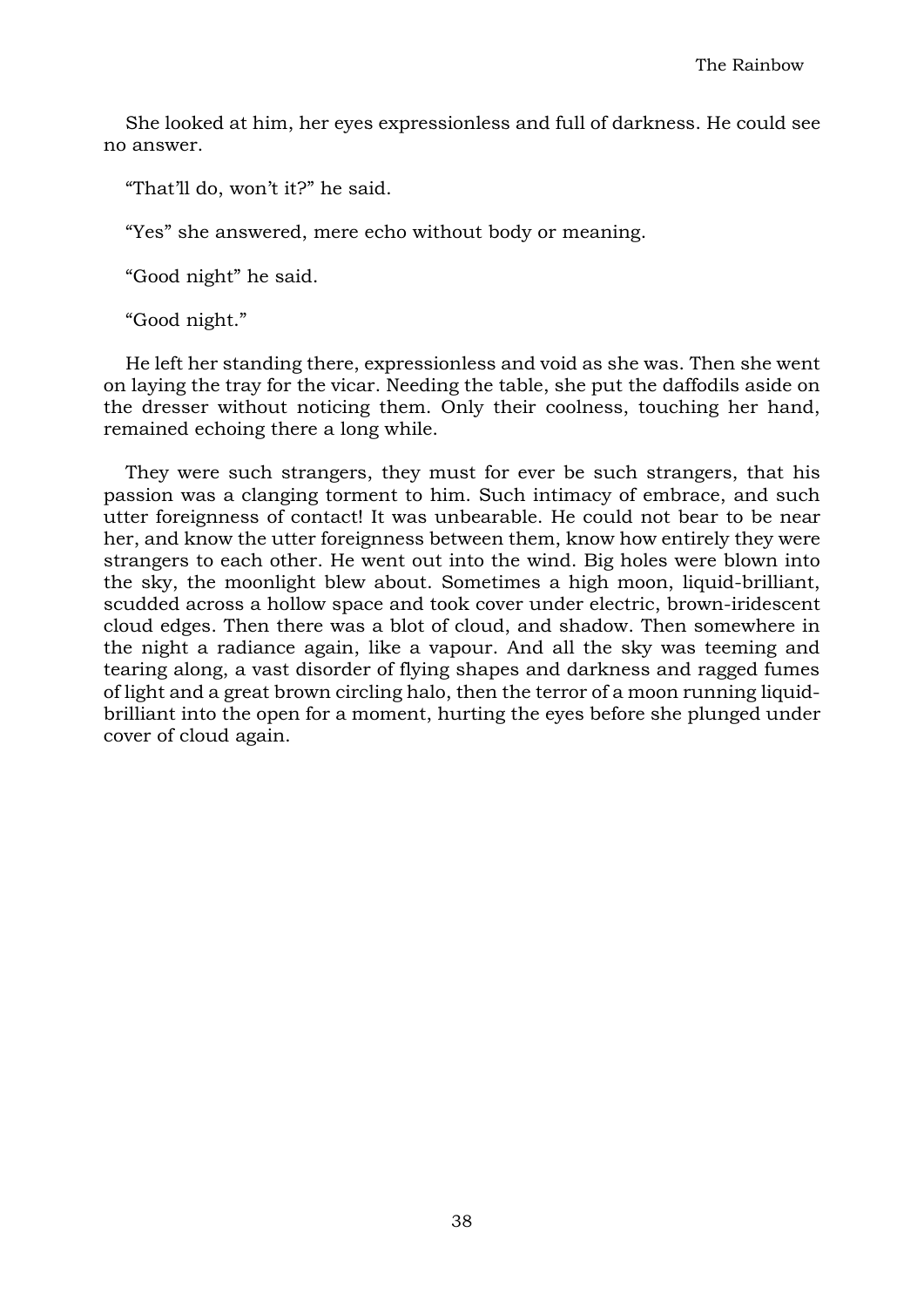She looked at him, her eyes expressionless and full of darkness. He could see no answer.

"That'll do, won't it?" he said.

"Yes" she answered, mere echo without body or meaning.

"Good night" he said.

"Good night."

He left her standing there, expressionless and void as she was. Then she went on laying the tray for the vicar. Needing the table, she put the daffodils aside on the dresser without noticing them. Only their coolness, touching her hand, remained echoing there a long while.

They were such strangers, they must for ever be such strangers, that his passion was a clanging torment to him. Such intimacy of embrace, and such utter foreignness of contact! It was unbearable. He could not bear to be near her, and know the utter foreignness between them, know how entirely they were strangers to each other. He went out into the wind. Big holes were blown into the sky, the moonlight blew about. Sometimes a high moon, liquid-brilliant, scudded across a hollow space and took cover under electric, brown-iridescent cloud edges. Then there was a blot of cloud, and shadow. Then somewhere in the night a radiance again, like a vapour. And all the sky was teeming and tearing along, a vast disorder of flying shapes and darkness and ragged fumes of light and a great brown circling halo, then the terror of a moon running liquid-brilliant into the open for a moment, hurting the eyes before she plunged under cover of cloud again.